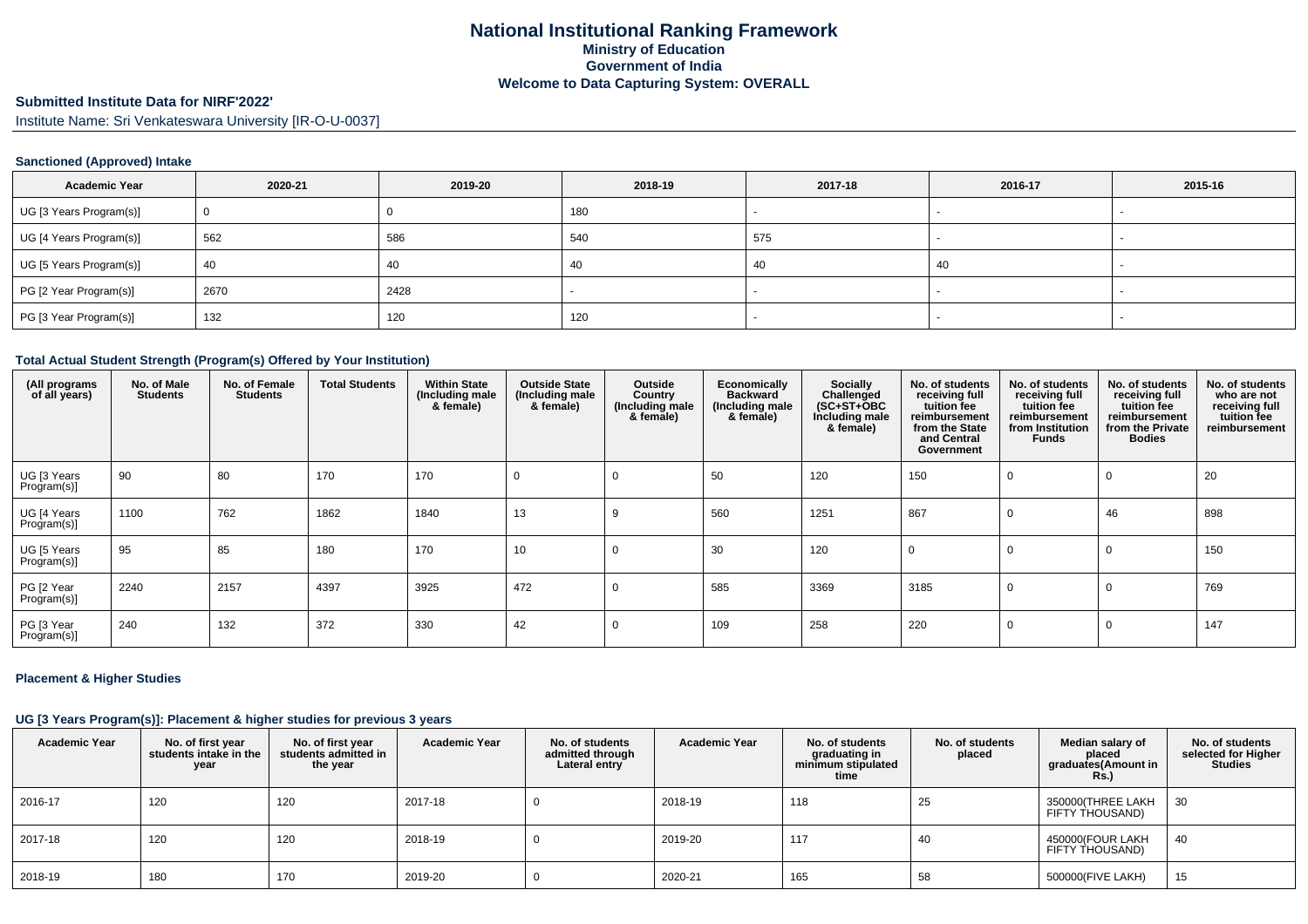# National Institutional Ranking Framework
## Ministry of Education
## Government of India
## Welcome to Data Capturing System: OVERALL

**Submitted Institute Data for NIRF'2022'**

Institute Name: Sri Venkateswara University [IR-O-U-0037]

### Sanctioned (Approved) Intake

| Academic Year | 2020-21 | 2019-20 | 2018-19 | 2017-18 | 2016-17 | 2015-16 |
|---|---|---|---|---|---|---|
| UG [3 Years Program(s)] | 0 | 0 | 180 | - | - | - |
| UG [4 Years Program(s)] | 562 | 586 | 540 | 575 | - | - |
| UG [5 Years Program(s)] | 40 | 40 | 40 | 40 | 40 | - |
| PG [2 Year Program(s)] | 2670 | 2428 | - | - | - | - |
| PG [3 Year Program(s)] | 132 | 120 | 120 | - | - | - |

### Total Actual Student Strength (Program(s) Offered by Your Institution)

| (All programs of all years) | No. of Male Students | No. of Female Students | Total Students | Within State (Including male & female) | Outside State (Including male & female) | Outside Country (Including male & female) | Economically Backward (Including male & female) | Socially Challenged (SC+ST+OBC Including male & female) | No. of students receiving full tuition fee reimbursement from the State and Central Government | No. of students receiving full tuition fee reimbursement from Institution Funds | No. of students receiving full tuition fee reimbursement from the Private Bodies | No. of students who are not receiving full tuition fee reimbursement |
|---|---|---|---|---|---|---|---|---|---|---|---|---|
| UG [3 Years Program(s)] | 90 | 80 | 170 | 170 | 0 | 0 | 50 | 120 | 150 | 0 | 0 | 20 |
| UG [4 Years Program(s)] | 1100 | 762 | 1862 | 1840 | 13 | 9 | 560 | 1251 | 867 | 0 | 46 | 898 |
| UG [5 Years Program(s)] | 95 | 85 | 180 | 170 | 10 | 0 | 30 | 120 | 0 | 0 | 0 | 150 |
| PG [2 Year Program(s)] | 2240 | 2157 | 4397 | 3925 | 472 | 0 | 585 | 3369 | 3185 | 0 | 0 | 769 |
| PG [3 Year Program(s)] | 240 | 132 | 372 | 330 | 42 | 0 | 109 | 258 | 220 | 0 | 0 | 147 |

### Placement & Higher Studies

#### UG [3 Years Program(s)]: Placement & higher studies for previous 3 years

| Academic Year | No. of first year students intake in the year | No. of first year students admitted in the year | Academic Year | No. of students admitted through Lateral entry | Academic Year | No. of students graduating in minimum stipulated time | No. of students placed | Median salary of placed graduates(Amount in Rs.) | No. of students selected for Higher Studies |
|---|---|---|---|---|---|---|---|---|---|
| 2016-17 | 120 | 120 | 2017-18 | 0 | 2018-19 | 118 | 25 | 350000(THREE LAKH FIFTY THOUSAND) | 30 |
| 2017-18 | 120 | 120 | 2018-19 | 0 | 2019-20 | 117 | 40 | 450000(FOUR LAKH FIFTY THOUSAND) | 40 |
| 2018-19 | 180 | 170 | 2019-20 | 0 | 2020-21 | 165 | 58 | 500000(FIVE LAKH) | 15 |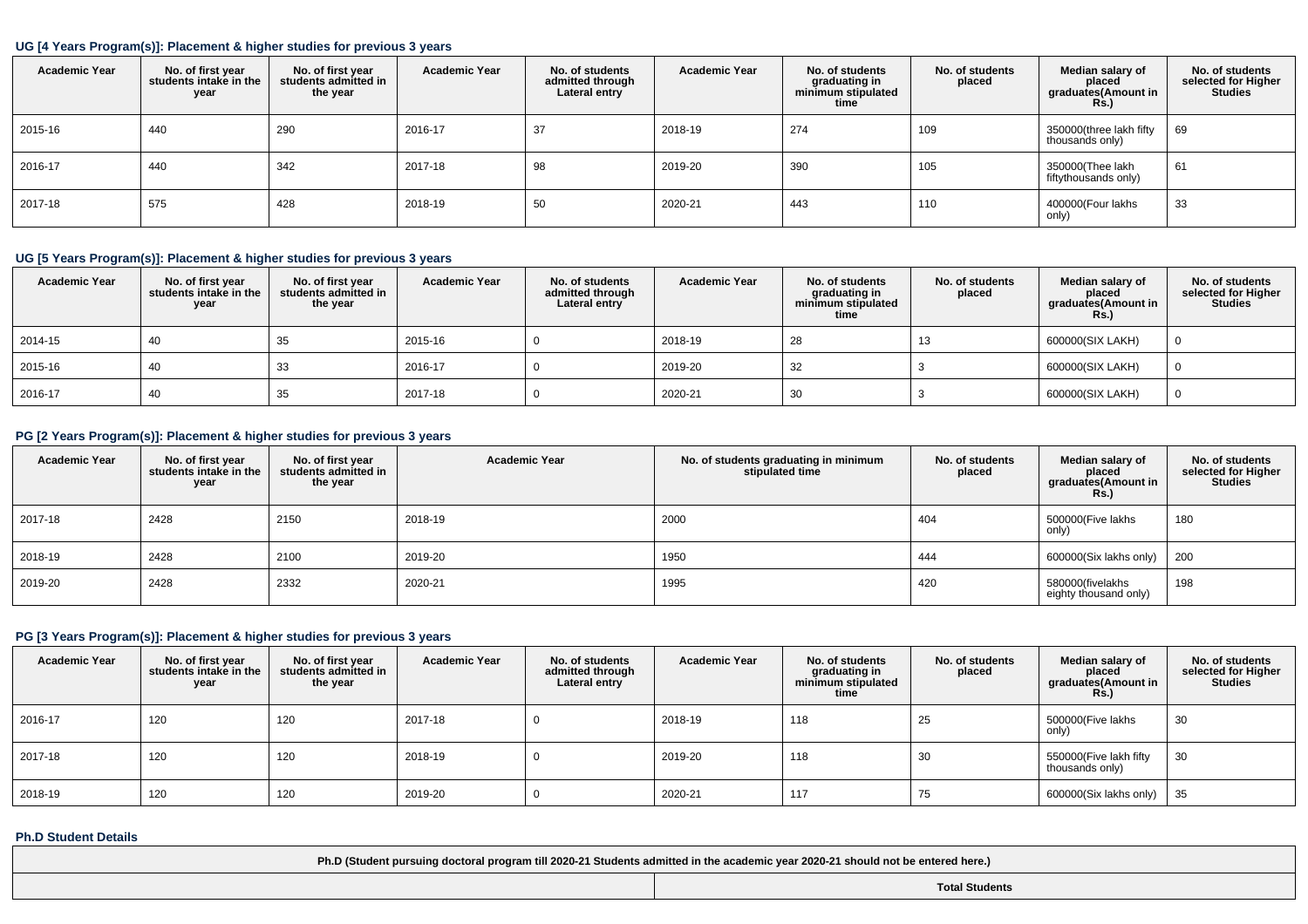### UG [4 Years Program(s)]: Placement & higher studies for previous 3 years

| Academic Year | No. of first year students intake in the year | No. of first year students admitted in the year | Academic Year | No. of students admitted through Lateral entry | Academic Year | No. of students graduating in minimum stipulated time | No. of students placed | Median salary of placed graduates(Amount in Rs.) | No. of students selected for Higher Studies |
|---|---|---|---|---|---|---|---|---|---|
| 2015-16 | 440 | 290 | 2016-17 | 37 | 2018-19 | 274 | 109 | 350000(three lakh fifty thousands only) | 69 |
| 2016-17 | 440 | 342 | 2017-18 | 98 | 2019-20 | 390 | 105 | 350000(Thee lakh fiftythousands only) | 61 |
| 2017-18 | 575 | 428 | 2018-19 | 50 | 2020-21 | 443 | 110 | 400000(Four lakhs only) | 33 |

### UG [5 Years Program(s)]: Placement & higher studies for previous 3 years

| Academic Year | No. of first year students intake in the year | No. of first year students admitted in the year | Academic Year | No. of students admitted through Lateral entry | Academic Year | No. of students graduating in minimum stipulated time | No. of students placed | Median salary of placed graduates(Amount in Rs.) | No. of students selected for Higher Studies |
|---|---|---|---|---|---|---|---|---|---|
| 2014-15 | 40 | 35 | 2015-16 | 0 | 2018-19 | 28 | 13 | 600000(SIX LAKH) | 0 |
| 2015-16 | 40 | 33 | 2016-17 | 0 | 2019-20 | 32 | 3 | 600000(SIX LAKH) | 0 |
| 2016-17 | 40 | 35 | 2017-18 | 0 | 2020-21 | 30 | 3 | 600000(SIX LAKH) | 0 |

### PG [2 Years Program(s)]: Placement & higher studies for previous 3 years

| Academic Year | No. of first year students intake in the year | No. of first year students admitted in the year | Academic Year | No. of students graduating in minimum stipulated time | No. of students placed | Median salary of placed graduates(Amount in Rs.) | No. of students selected for Higher Studies |
|---|---|---|---|---|---|---|---|
| 2017-18 | 2428 | 2150 | 2018-19 | 2000 | 404 | 500000(Five lakhs only) | 180 |
| 2018-19 | 2428 | 2100 | 2019-20 | 1950 | 444 | 600000(Six lakhs only) | 200 |
| 2019-20 | 2428 | 2332 | 2020-21 | 1995 | 420 | 580000(fivelakhs eighty thousand only) | 198 |

### PG [3 Years Program(s)]: Placement & higher studies for previous 3 years

| Academic Year | No. of first year students intake in the year | No. of first year students admitted in the year | Academic Year | No. of students admitted through Lateral entry | Academic Year | No. of students graduating in minimum stipulated time | No. of students placed | Median salary of placed graduates(Amount in Rs.) | No. of students selected for Higher Studies |
|---|---|---|---|---|---|---|---|---|---|
| 2016-17 | 120 | 120 | 2017-18 | 0 | 2018-19 | 118 | 25 | 500000(Five lakhs only) | 30 |
| 2017-18 | 120 | 120 | 2018-19 | 0 | 2019-20 | 118 | 30 | 550000(Five lakh fifty thousands only) | 30 |
| 2018-19 | 120 | 120 | 2019-20 | 0 | 2020-21 | 117 | 75 | 600000(Six lakhs only) | 35 |

### Ph.D Student Details

| Ph.D (Student pursuing doctoral program till 2020-21 Students admitted in the academic year 2020-21 should not be entered here.) | |
|---|---|
| | Total Students |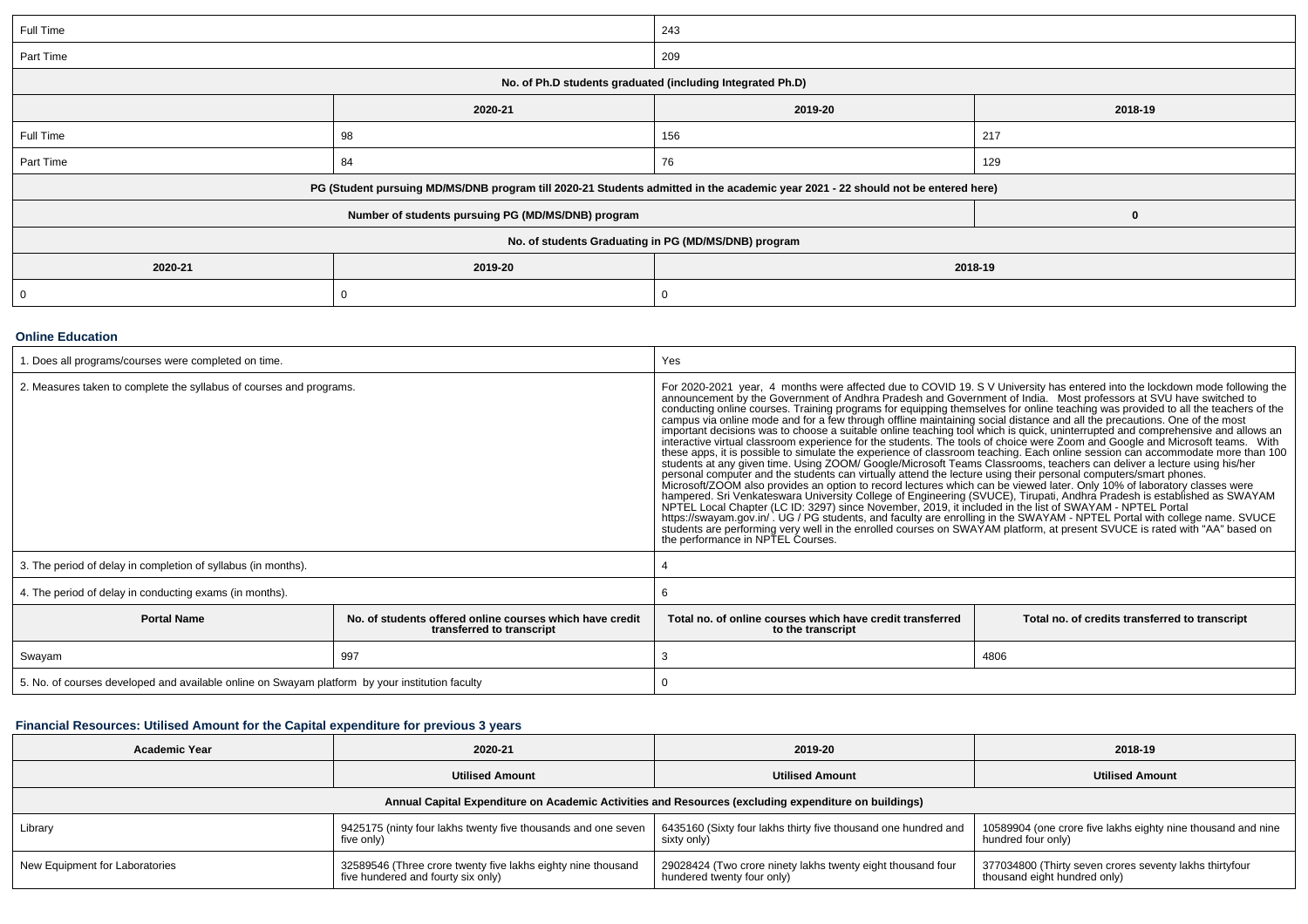| | | | |
|---|---|---|---|
| Full Time | | 243 | |
| Part Time | | 209 | |
| **No. of Ph.D students graduated (including Integrated Ph.D)** | | | |
| | **2020-21** | **2019-20** | **2018-19** |
| Full Time | 98 | 156 | 217 |
| Part Time | 84 | 76 | 129 |
| **PG (Student pursuing MD/MS/DNB program till 2020-21 Students admitted in the academic year 2021 - 22 should not be entered here)** | | | |
| **Number of students pursuing PG (MD/MS/DNB) program** | | | **0** |
| **No. of students Graduating in PG (MD/MS/DNB) program** | | | |
| **2020-21** | **2019-20** | **2018-19** | |
| 0 | 0 | 0 | |

## Online Education

| | | | |
|---|---|---|---|
| 1. Does all programs/courses were completed on time. | | Yes | |
| 2. Measures taken to complete the syllabus of courses and programs. | | For 2020-2021 year, 4 months were affected due to COVID 19. S V University has entered into the lockdown mode following the announcement by the Government of Andhra Pradesh and Government of India. Most professors at SVU have switched to conducting online courses. Training programs for equipping themselves for online teaching was provided to all the teachers of the campus via online mode and for a few through offline maintaining social distance and all the precautions. One of the most important decisions was to choose a suitable online teaching tool which is quick, uninterrupted and comprehensive and allows an interactive virtual classroom experience for the students. The tools of choice were Zoom and Google and Microsoft teams. With these apps, it is possible to simulate the experience of classroom teaching. Each online session can accommodate more than 100 students at any given time. Using ZOOM/ Google/Microsoft Teams Classrooms, teachers can deliver a lecture using his/her personal computer and the students can virtually attend the lecture using their personal computers/smart phones. Microsoft/ZOOM also provides an option to record lectures which can be viewed later. Only 10% of laboratory classes were hampered. Sri Venkateswara University College of Engineering (SVUCE), Tirupati, Andhra Pradesh is established as SWAYAM NPTEL Local Chapter (LC ID: 3297) since November, 2019, it included in the list of SWAYAM - NPTEL Portal https://swayam.gov.in/ . UG / PG students, and faculty are enrolling in the SWAYAM - NPTEL Portal with college name. SVUCE students are performing very well in the enrolled courses on SWAYAM platform, at present SVUCE is rated with "AA" based on the performance in NPTEL Courses. | |
| 3. The period of delay in completion of syllabus (in months). | | 4 | |
| 4. The period of delay in conducting exams (in months). | | 6 | |
| **Portal Name** | **No. of students offered online courses which have credit transferred to transcript** | **Total no. of online courses which have credit transferred to the transcript** | **Total no. of credits transferred to transcript** |
| Swayam | 997 | 3 | 4806 |
| 5. No. of courses developed and available online on Swayam platform by your institution faculty | | 0 | |

## Financial Resources: Utilised Amount for the Capital expenditure for previous 3 years

| Academic Year | 2020-21 | 2019-20 | 2018-19 |
|---|---|---|---|
| | **Utilised Amount** | **Utilised Amount** | **Utilised Amount** |
| **Annual Capital Expenditure on Academic Activities and Resources (excluding expenditure on buildings)** | | | |
| Library | 9425175 (ninty four lakhs twenty five thousands and one seven five only) | 6435160 (Sixty four lakhs thirty five thousand one hundred and sixty only) | 10589904 (one crore five lakhs eighty nine thousand and nine hundred four only) |
| New Equipment for Laboratories | 32589546 (Three crore twenty five lakhs eighty nine thousand five hundered and fourty six only) | 29028424 (Two crore ninety lakhs twenty eight thousand four hundered twenty four only) | 377034800 (Thirty seven crores seventy lakhs thirtyfour thousand eight hundred only) |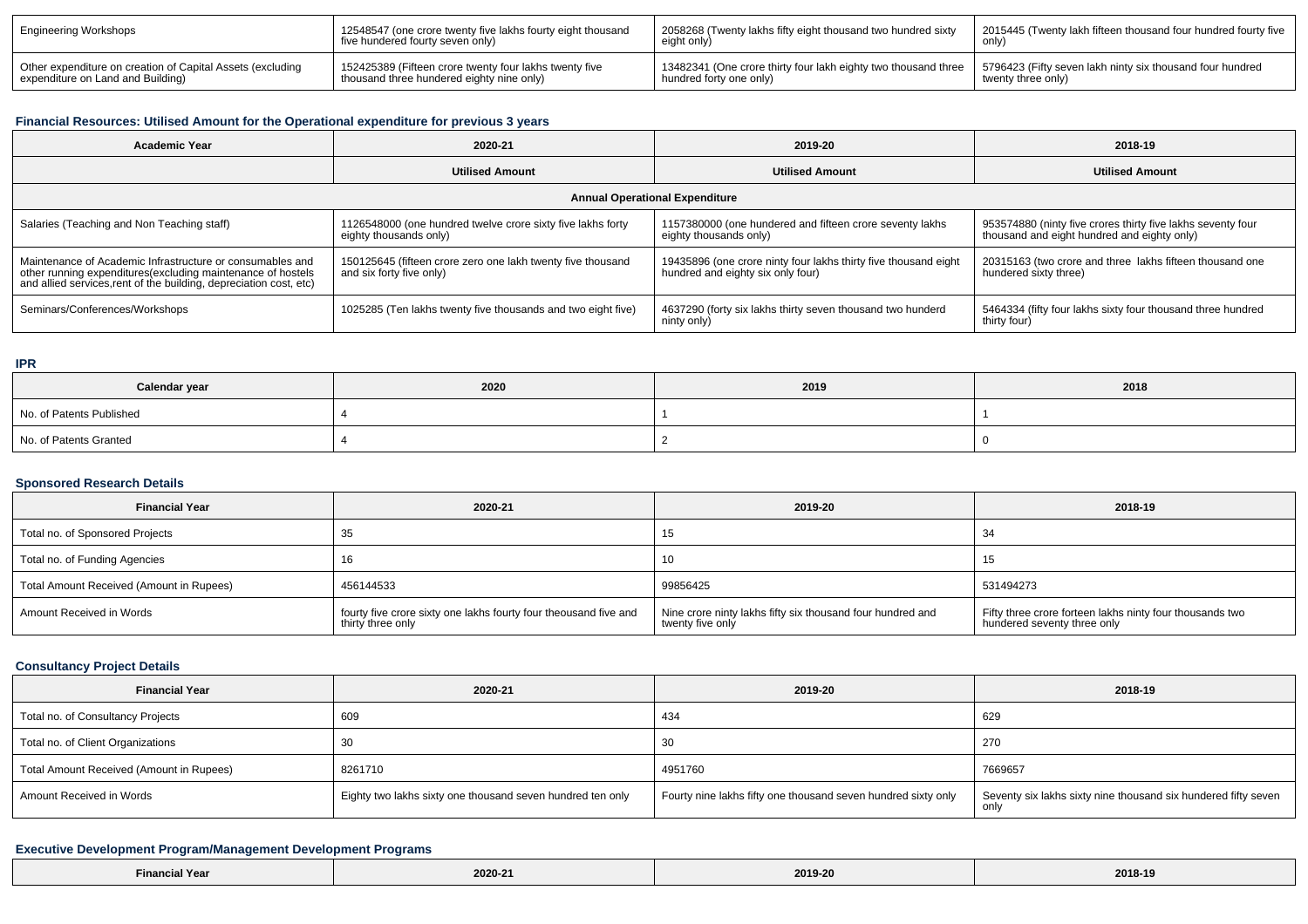| Engineering Workshops | 12548547 (one crore twenty five lakhs fourty eight thousand five hundered fourty seven only) | 2058268 (Twenty lakhs fifty eight thousand two hundred sixty eight only) | 2015445 (Twenty lakh fifteen thousand four hundred fourty five only) |
|---|---|---|---|
| Other expenditure on creation of Capital Assets (excluding expenditure on Land and Building) | 152425389 (Fifteen crore twenty four lakhs twenty five thousand three hundered eighty nine only) | 13482341 (One crore thirty four lakh eighty two thousand three hundred forty one only) | 5796423 (Fifty seven lakh ninty six thousand four hundred twenty three only) |

### Financial Resources: Utilised Amount for the Operational expenditure for previous 3 years

| Academic Year | 2020-21 | 2019-20 | 2018-19 |
|---|---|---|---|
| | Utilised Amount | Utilised Amount | Utilised Amount |
| Annual Operational Expenditure | | | |
| Salaries (Teaching and Non Teaching staff) | 1126548000 (one hundred twelve crore sixty five lakhs forty eighty thousands only) | 1157380000 (one hundered and fifteen crore seventy lakhs eighty thousands only) | 953574880 (ninty five crores thirty five lakhs seventy four thousand and eight hundred and eighty only) |
| Maintenance of Academic Infrastructure or consumables and other running expenditures(excluding maintenance of hostels and allied services,rent of the building, depreciation cost, etc) | 150125645 (fifteen crore zero one lakh twenty five thousand and six forty five only) | 19435896 (one crore ninty four lakhs thirty five thousand eight hundred and eighty six only four) | 20315163 (two crore and three lakhs fifteen thousand one hundered sixty three) |
| Seminars/Conferences/Workshops | 1025285 (Ten lakhs twenty five thousands and two eight five) | 4637290 (forty six lakhs thirty seven thousand two hunderd ninty only) | 5464334 (fifty four lakhs sixty four thousand three hundred thirty four) |

### IPR

| Calendar year | 2020 | 2019 | 2018 |
|---|---|---|---|
| No. of Patents Published | 4 | 1 | 1 |
| No. of Patents Granted | 4 | 2 | 0 |

### Sponsored Research Details

| Financial Year | 2020-21 | 2019-20 | 2018-19 |
|---|---|---|---|
| Total no. of Sponsored Projects | 35 | 15 | 34 |
| Total no. of Funding Agencies | 16 | 10 | 15 |
| Total Amount Received (Amount in Rupees) | 456144533 | 99856425 | 531494273 |
| Amount Received in Words | fourty five crore sixty one lakhs fourty four theousand five and thirty three only | Nine crore ninty lakhs fifty six thousand four hundred and twenty five only | Fifty three crore forteen lakhs ninty four thousands two hundered seventy three only |

### Consultancy Project Details

| Financial Year | 2020-21 | 2019-20 | 2018-19 |
|---|---|---|---|
| Total no. of Consultancy Projects | 609 | 434 | 629 |
| Total no. of Client Organizations | 30 | 30 | 270 |
| Total Amount Received (Amount in Rupees) | 8261710 | 4951760 | 7669657 |
| Amount Received in Words | Eighty two lakhs sixty one thousand seven hundred ten only | Fourty nine lakhs fifty one thousand seven hundred sixty only | Seventy six lakhs sixty nine thousand six hundered fifty seven only |

### Executive Development Program/Management Development Programs

| Financial Year | 2020-21 | 2019-20 | 2018-19 |
|---|---|---|---|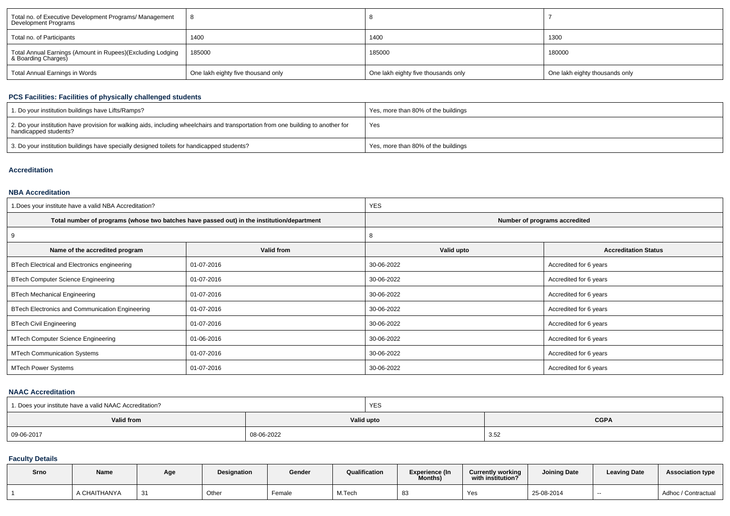| Total no. of Executive Development Programs/ Management Development Programs | 8 | 8 | 7 |
|---|---|---|---|
| Total no. of Participants | 1400 | 1400 | 1300 |
| Total Annual Earnings (Amount in Rupees)(Excluding Lodging & Boarding Charges) | 185000 | 185000 | 180000 |
| Total Annual Earnings in Words | One lakh eighty five thousand only | One lakh eighty five thousands only | One lakh eighty thousands only |

## PCS Facilities: Facilities of physically challenged students

| 1. Do your institution buildings have Lifts/Ramps? | Yes, more than 80% of the buildings |
|---|---|
| 2. Do your institution have provision for walking aids, including wheelchairs and transportation from one building to another for handicapped students? | Yes |
| 3. Do your institution buildings have specially designed toilets for handicapped students? | Yes, more than 80% of the buildings |

## Accreditation

### NBA Accreditation

| 1.Does your institute have a valid NBA Accreditation? | | YES | |
|---|---|---|---|
| **Total number of programs (whose two batches have passed out) in the institution/department** | | **Number of programs accredited** | |
| 9 | | 8 | |
| **Name of the accredited program** | **Valid from** | **Valid upto** | **Accreditation Status** |
| BTech Electrical and Electronics engineering | 01-07-2016 | 30-06-2022 | Accredited for 6 years |
| BTech Computer Science Engineering | 01-07-2016 | 30-06-2022 | Accredited for 6 years |
| BTech Mechanical Engineering | 01-07-2016 | 30-06-2022 | Accredited for 6 years |
| BTech Electronics and Communication Engineering | 01-07-2016 | 30-06-2022 | Accredited for 6 years |
| BTech Civil Engineering | 01-07-2016 | 30-06-2022 | Accredited for 6 years |
| MTech Computer Science Engineering | 01-06-2016 | 30-06-2022 | Accredited for 6 years |
| MTech Communication Systems | 01-07-2016 | 30-06-2022 | Accredited for 6 years |
| MTech Power Systems | 01-07-2016 | 30-06-2022 | Accredited for 6 years |

### NAAC Accreditation

| 1. Does your institute have a valid NAAC Accreditation? | | YES |
|---|---|---|
| **Valid from** | **Valid upto** | **CGPA** |
| 09-06-2017 | 08-06-2022 | 3.52 |

## Faculty Details

| Srno | Name | Age | Designation | Gender | Qualification | Experience (In Months) | Currently working with institution? | Joining Date | Leaving Date | Association type |
|---|---|---|---|---|---|---|---|---|---|---|
| 1 | A CHAITHANYA | 31 | Other | Female | M.Tech | 83 | Yes | 25-08-2014 | -- | Adhoc / Contractual |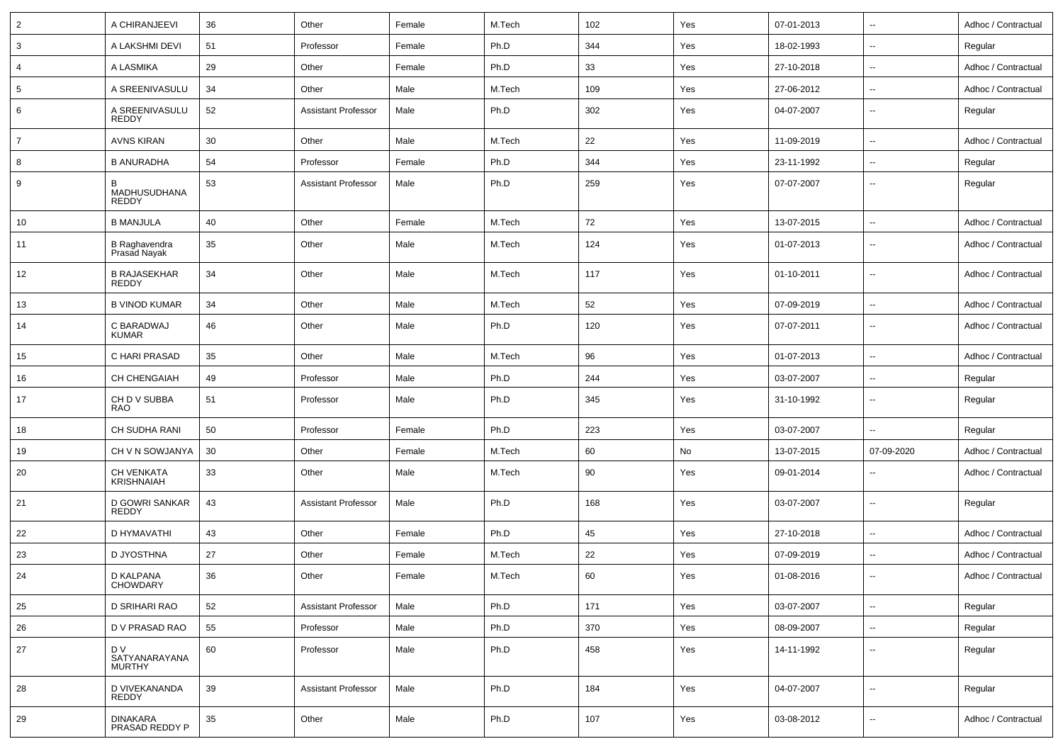| 2 | A CHIRANJEEVI | 36 | Other | Female | M.Tech | 102 | Yes | 07-01-2013 | -- | Adhoc / Contractual |
|---|---|---|---|---|---|---|---|---|---|---|
| 3 | A LAKSHMI DEVI | 51 | Professor | Female | Ph.D | 344 | Yes | 18-02-1993 | -- | Regular |
| 4 | A LASMIKA | 29 | Other | Female | Ph.D | 33 | Yes | 27-10-2018 | -- | Adhoc / Contractual |
| 5 | A SREENIVASULU | 34 | Other | Male | M.Tech | 109 | Yes | 27-06-2012 | -- | Adhoc / Contractual |
| 6 | A SREENIVASULU REDDY | 52 | Assistant Professor | Male | Ph.D | 302 | Yes | 04-07-2007 | -- | Regular |
| 7 | AVNS KIRAN | 30 | Other | Male | M.Tech | 22 | Yes | 11-09-2019 | -- | Adhoc / Contractual |
| 8 | B ANURADHA | 54 | Professor | Female | Ph.D | 344 | Yes | 23-11-1992 | -- | Regular |
| 9 | B MADHUSUDHANA REDDY | 53 | Assistant Professor | Male | Ph.D | 259 | Yes | 07-07-2007 | -- | Regular |
| 10 | B MANJULA | 40 | Other | Female | M.Tech | 72 | Yes | 13-07-2015 | -- | Adhoc / Contractual |
| 11 | B Raghavendra Prasad Nayak | 35 | Other | Male | M.Tech | 124 | Yes | 01-07-2013 | -- | Adhoc / Contractual |
| 12 | B RAJASEKHAR REDDY | 34 | Other | Male | M.Tech | 117 | Yes | 01-10-2011 | -- | Adhoc / Contractual |
| 13 | B VINOD KUMAR | 34 | Other | Male | M.Tech | 52 | Yes | 07-09-2019 | -- | Adhoc / Contractual |
| 14 | C BARADWAJ KUMAR | 46 | Other | Male | Ph.D | 120 | Yes | 07-07-2011 | -- | Adhoc / Contractual |
| 15 | C HARI PRASAD | 35 | Other | Male | M.Tech | 96 | Yes | 01-07-2013 | -- | Adhoc / Contractual |
| 16 | CH CHENGAIAH | 49 | Professor | Male | Ph.D | 244 | Yes | 03-07-2007 | -- | Regular |
| 17 | CH D V SUBBA RAO | 51 | Professor | Male | Ph.D | 345 | Yes | 31-10-1992 | -- | Regular |
| 18 | CH SUDHA RANI | 50 | Professor | Female | Ph.D | 223 | Yes | 03-07-2007 | -- | Regular |
| 19 | CH V N SOWJANYA | 30 | Other | Female | M.Tech | 60 | No | 13-07-2015 | 07-09-2020 | Adhoc / Contractual |
| 20 | CH VENKATA KRISHNAIAH | 33 | Other | Male | M.Tech | 90 | Yes | 09-01-2014 | -- | Adhoc / Contractual |
| 21 | D GOWRI SANKAR REDDY | 43 | Assistant Professor | Male | Ph.D | 168 | Yes | 03-07-2007 | -- | Regular |
| 22 | D HYMAVATHI | 43 | Other | Female | Ph.D | 45 | Yes | 27-10-2018 | -- | Adhoc / Contractual |
| 23 | D JYOSTHNA | 27 | Other | Female | M.Tech | 22 | Yes | 07-09-2019 | -- | Adhoc / Contractual |
| 24 | D KALPANA CHOWDARY | 36 | Other | Female | M.Tech | 60 | Yes | 01-08-2016 | -- | Adhoc / Contractual |
| 25 | D SRIHARI RAO | 52 | Assistant Professor | Male | Ph.D | 171 | Yes | 03-07-2007 | -- | Regular |
| 26 | D V PRASAD RAO | 55 | Professor | Male | Ph.D | 370 | Yes | 08-09-2007 | -- | Regular |
| 27 | D V SATYANARAYANA MURTHY | 60 | Professor | Male | Ph.D | 458 | Yes | 14-11-1992 | -- | Regular |
| 28 | D VIVEKANANDA REDDY | 39 | Assistant Professor | Male | Ph.D | 184 | Yes | 04-07-2007 | -- | Regular |
| 29 | DINAKARA PRASAD REDDY P | 35 | Other | Male | Ph.D | 107 | Yes | 03-08-2012 | -- | Adhoc / Contractual |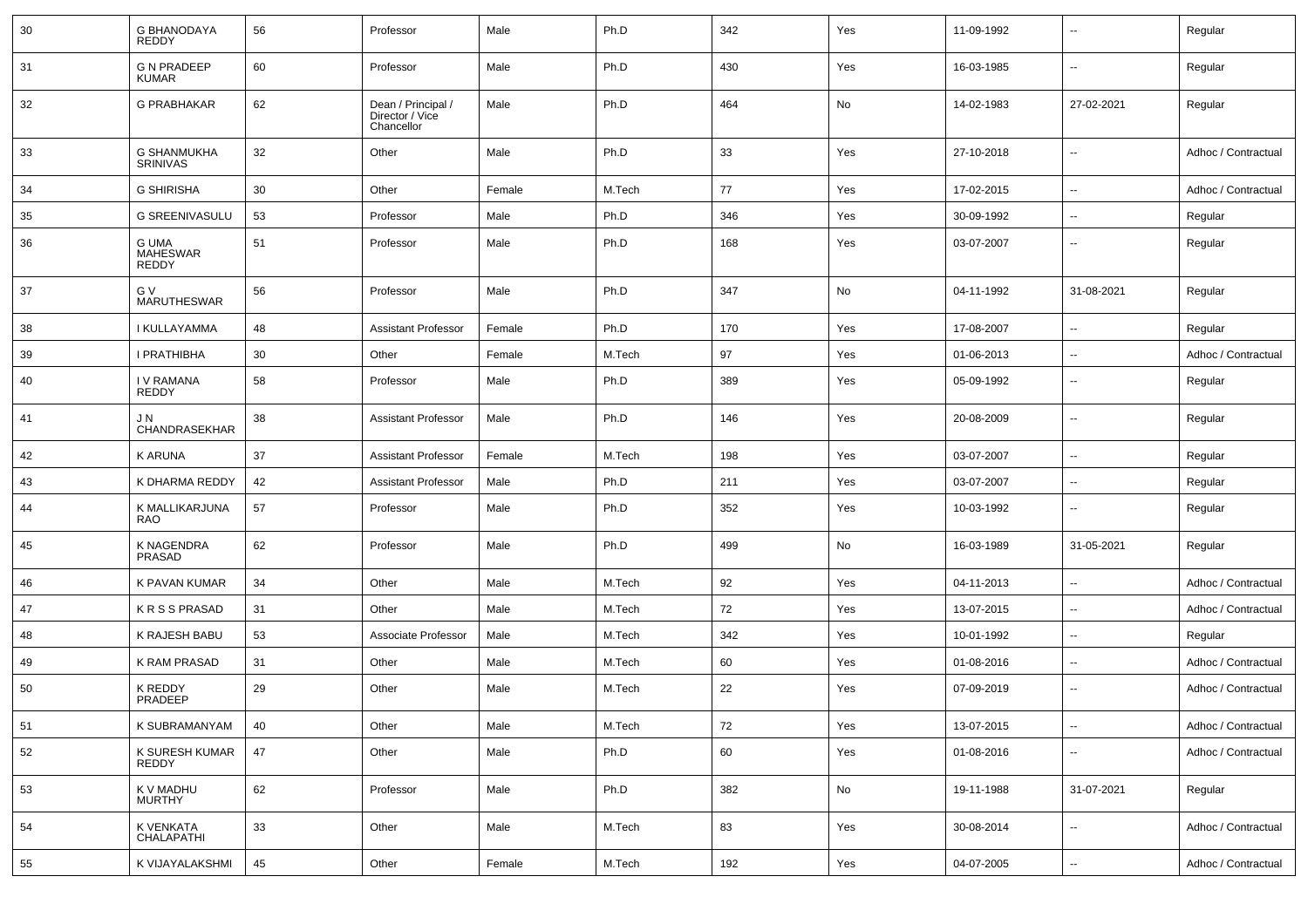| 30 | G BHANODAYA REDDY | 56 | Professor | Male | Ph.D | 342 | Yes | 11-09-1992 | -- | Regular |
|---|---|---|---|---|---|---|---|---|---|---|
| 31 | G N PRADEEP KUMAR | 60 | Professor | Male | Ph.D | 430 | Yes | 16-03-1985 | -- | Regular |
| 32 | G PRABHAKAR | 62 | Dean / Principal / Director / Vice Chancellor | Male | Ph.D | 464 | No | 14-02-1983 | 27-02-2021 | Regular |
| 33 | G SHANMUKHA SRINIVAS | 32 | Other | Male | Ph.D | 33 | Yes | 27-10-2018 | -- | Adhoc / Contractual |
| 34 | G SHIRISHA | 30 | Other | Female | M.Tech | 77 | Yes | 17-02-2015 | -- | Adhoc / Contractual |
| 35 | G SREENIVASULU | 53 | Professor | Male | Ph.D | 346 | Yes | 30-09-1992 | -- | Regular |
| 36 | G UMA MAHESWAR REDDY | 51 | Professor | Male | Ph.D | 168 | Yes | 03-07-2007 | -- | Regular |
| 37 | G V MARUTHESWAR | 56 | Professor | Male | Ph.D | 347 | No | 04-11-1992 | 31-08-2021 | Regular |
| 38 | I KULLAYAMMA | 48 | Assistant Professor | Female | Ph.D | 170 | Yes | 17-08-2007 | -- | Regular |
| 39 | I PRATHIBHA | 30 | Other | Female | M.Tech | 97 | Yes | 01-06-2013 | -- | Adhoc / Contractual |
| 40 | I V RAMANA REDDY | 58 | Professor | Male | Ph.D | 389 | Yes | 05-09-1992 | -- | Regular |
| 41 | J N CHANDRASEKHAR | 38 | Assistant Professor | Male | Ph.D | 146 | Yes | 20-08-2009 | -- | Regular |
| 42 | K ARUNA | 37 | Assistant Professor | Female | M.Tech | 198 | Yes | 03-07-2007 | -- | Regular |
| 43 | K DHARMA REDDY | 42 | Assistant Professor | Male | Ph.D | 211 | Yes | 03-07-2007 | -- | Regular |
| 44 | K MALLIKARJUNA RAO | 57 | Professor | Male | Ph.D | 352 | Yes | 10-03-1992 | -- | Regular |
| 45 | K NAGENDRA PRASAD | 62 | Professor | Male | Ph.D | 499 | No | 16-03-1989 | 31-05-2021 | Regular |
| 46 | K PAVAN KUMAR | 34 | Other | Male | M.Tech | 92 | Yes | 04-11-2013 | -- | Adhoc / Contractual |
| 47 | K R S S PRASAD | 31 | Other | Male | M.Tech | 72 | Yes | 13-07-2015 | -- | Adhoc / Contractual |
| 48 | K RAJESH BABU | 53 | Associate Professor | Male | M.Tech | 342 | Yes | 10-01-1992 | -- | Regular |
| 49 | K RAM PRASAD | 31 | Other | Male | M.Tech | 60 | Yes | 01-08-2016 | -- | Adhoc / Contractual |
| 50 | K REDDY PRADEEP | 29 | Other | Male | M.Tech | 22 | Yes | 07-09-2019 | -- | Adhoc / Contractual |
| 51 | K SUBRAMANYAM | 40 | Other | Male | M.Tech | 72 | Yes | 13-07-2015 | -- | Adhoc / Contractual |
| 52 | K SURESH KUMAR REDDY | 47 | Other | Male | Ph.D | 60 | Yes | 01-08-2016 | -- | Adhoc / Contractual |
| 53 | K V MADHU MURTHY | 62 | Professor | Male | Ph.D | 382 | No | 19-11-1988 | 31-07-2021 | Regular |
| 54 | K VENKATA CHALAPATHI | 33 | Other | Male | M.Tech | 83 | Yes | 30-08-2014 | -- | Adhoc / Contractual |
| 55 | K VIJAYALAKSHMI | 45 | Other | Female | M.Tech | 192 | Yes | 04-07-2005 | -- | Adhoc / Contractual |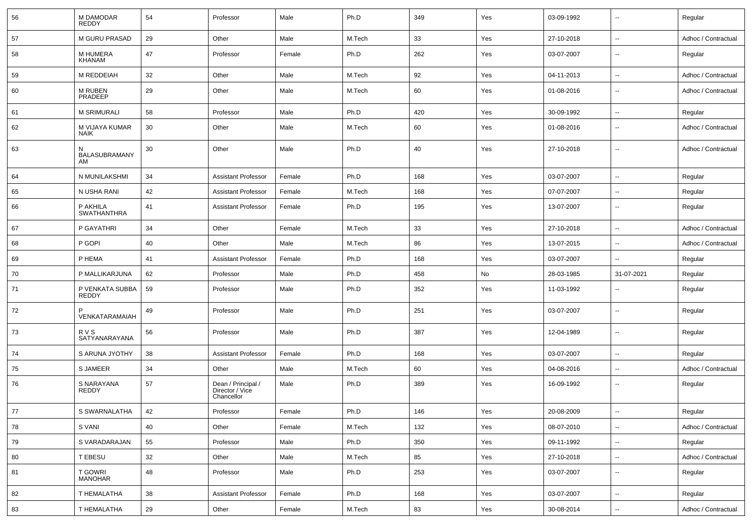| 56 | M DAMODAR REDDY | 54 | Professor | Male | Ph.D | 349 | Yes | 03-09-1992 | -- | Regular |
|---|---|---|---|---|---|---|---|---|---|---|
| 57 | M GURU PRASAD | 29 | Other | Male | M.Tech | 33 | Yes | 27-10-2018 | -- | Adhoc / Contractual |
| 58 | M HUMERA KHANAM | 47 | Professor | Female | Ph.D | 262 | Yes | 03-07-2007 | -- | Regular |
| 59 | M REDDEIAH | 32 | Other | Male | M.Tech | 92 | Yes | 04-11-2013 | -- | Adhoc / Contractual |
| 60 | M RUBEN PRADEEP | 29 | Other | Male | M.Tech | 60 | Yes | 01-08-2016 | -- | Adhoc / Contractual |
| 61 | M SRIMURALI | 58 | Professor | Male | Ph.D | 420 | Yes | 30-09-1992 | -- | Regular |
| 62 | M VIJAYA KUMAR NAIK | 30 | Other | Male | M.Tech | 60 | Yes | 01-08-2016 | -- | Adhoc / Contractual |
| 63 | N BALASUBRAMANY AM | 30 | Other | Male | Ph.D | 40 | Yes | 27-10-2018 | -- | Adhoc / Contractual |
| 64 | N MUNILAKSHMI | 34 | Assistant Professor | Female | Ph.D | 168 | Yes | 03-07-2007 | -- | Regular |
| 65 | N USHA RANI | 42 | Assistant Professor | Female | M.Tech | 168 | Yes | 07-07-2007 | -- | Regular |
| 66 | P AKHILA SWATHANTHRA | 41 | Assistant Professor | Female | Ph.D | 195 | Yes | 13-07-2007 | -- | Regular |
| 67 | P GAYATHRI | 34 | Other | Female | M.Tech | 33 | Yes | 27-10-2018 | -- | Adhoc / Contractual |
| 68 | P GOPI | 40 | Other | Male | M.Tech | 86 | Yes | 13-07-2015 | -- | Adhoc / Contractual |
| 69 | P HEMA | 41 | Assistant Professor | Female | Ph.D | 168 | Yes | 03-07-2007 | -- | Regular |
| 70 | P MALLIKARJUNA | 62 | Professor | Male | Ph.D | 458 | No | 28-03-1985 | 31-07-2021 | Regular |
| 71 | P VENKATA SUBBA REDDY | 59 | Professor | Male | Ph.D | 352 | Yes | 11-03-1992 | -- | Regular |
| 72 | P VENKATARAMAIAH | 49 | Professor | Male | Ph.D | 251 | Yes | 03-07-2007 | -- | Regular |
| 73 | R V S SATYANARAYANA | 56 | Professor | Male | Ph.D | 387 | Yes | 12-04-1989 | -- | Regular |
| 74 | S ARUNA JYOTHY | 38 | Assistant Professor | Female | Ph.D | 168 | Yes | 03-07-2007 | -- | Regular |
| 75 | S JAMEER | 34 | Other | Male | M.Tech | 60 | Yes | 04-08-2016 | -- | Adhoc / Contractual |
| 76 | S NARAYANA REDDY | 57 | Dean / Principal / Director / Vice Chancellor | Male | Ph.D | 389 | Yes | 16-09-1992 | -- | Regular |
| 77 | S SWARNALATHA | 42 | Professor | Female | Ph.D | 146 | Yes | 20-08-2009 | -- | Regular |
| 78 | S VANI | 40 | Other | Female | M.Tech | 132 | Yes | 08-07-2010 | -- | Adhoc / Contractual |
| 79 | S VARADARAJAN | 55 | Professor | Male | Ph.D | 350 | Yes | 09-11-1992 | -- | Regular |
| 80 | T EBESU | 32 | Other | Male | M.Tech | 85 | Yes | 27-10-2018 | -- | Adhoc / Contractual |
| 81 | T GOWRI MANOHAR | 48 | Professor | Male | Ph.D | 253 | Yes | 03-07-2007 | -- | Regular |
| 82 | T HEMALATHA | 38 | Assistant Professor | Female | Ph.D | 168 | Yes | 03-07-2007 | -- | Regular |
| 83 | T HEMALATHA | 29 | Other | Female | M.Tech | 83 | Yes | 30-08-2014 | -- | Adhoc / Contractual |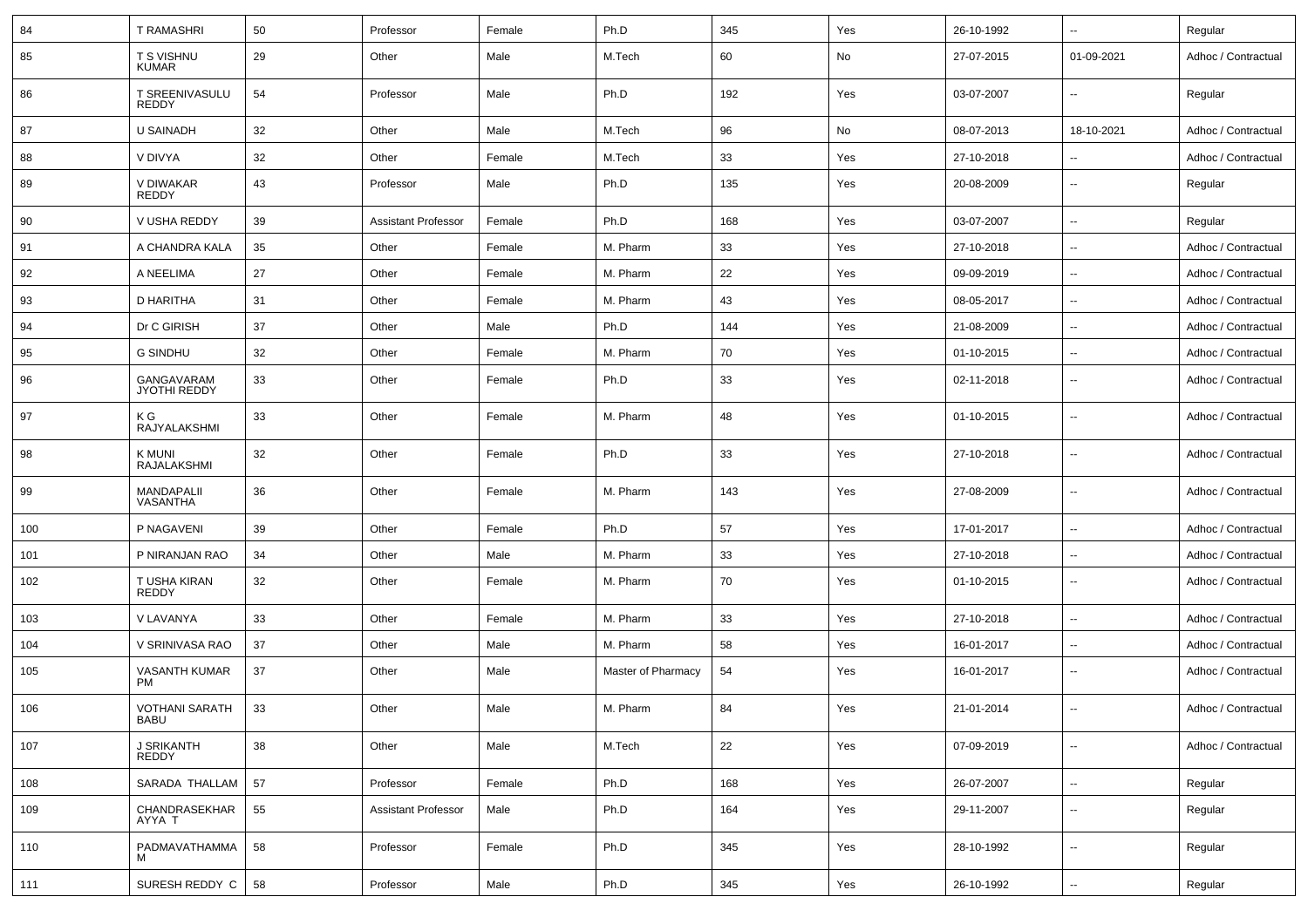| 84 | T RAMASHRI | 50 | Professor | Female | Ph.D | 345 | Yes | 26-10-1992 | -- | Regular |
|---|---|---|---|---|---|---|---|---|---|---|
| 85 | T S VISHNU KUMAR | 29 | Other | Male | M.Tech | 60 | No | 27-07-2015 | 01-09-2021 | Adhoc / Contractual |
| 86 | T SREENIVASULU REDDY | 54 | Professor | Male | Ph.D | 192 | Yes | 03-07-2007 | -- | Regular |
| 87 | U SAINADH | 32 | Other | Male | M.Tech | 96 | No | 08-07-2013 | 18-10-2021 | Adhoc / Contractual |
| 88 | V DIVYA | 32 | Other | Female | M.Tech | 33 | Yes | 27-10-2018 | -- | Adhoc / Contractual |
| 89 | V DIWAKAR REDDY | 43 | Professor | Male | Ph.D | 135 | Yes | 20-08-2009 | -- | Regular |
| 90 | V USHA REDDY | 39 | Assistant Professor | Female | Ph.D | 168 | Yes | 03-07-2007 | -- | Regular |
| 91 | A CHANDRA KALA | 35 | Other | Female | M. Pharm | 33 | Yes | 27-10-2018 | -- | Adhoc / Contractual |
| 92 | A NEELIMA | 27 | Other | Female | M. Pharm | 22 | Yes | 09-09-2019 | -- | Adhoc / Contractual |
| 93 | D HARITHA | 31 | Other | Female | M. Pharm | 43 | Yes | 08-05-2017 | -- | Adhoc / Contractual |
| 94 | Dr C GIRISH | 37 | Other | Male | Ph.D | 144 | Yes | 21-08-2009 | -- | Adhoc / Contractual |
| 95 | G SINDHU | 32 | Other | Female | M. Pharm | 70 | Yes | 01-10-2015 | -- | Adhoc / Contractual |
| 96 | GANGAVARAM JYOTHI REDDY | 33 | Other | Female | Ph.D | 33 | Yes | 02-11-2018 | -- | Adhoc / Contractual |
| 97 | K G RAJYALAKSHMI | 33 | Other | Female | M. Pharm | 48 | Yes | 01-10-2015 | -- | Adhoc / Contractual |
| 98 | K MUNI RAJALAKSHMI | 32 | Other | Female | Ph.D | 33 | Yes | 27-10-2018 | -- | Adhoc / Contractual |
| 99 | MANDAPALII VASANTHA | 36 | Other | Female | M. Pharm | 143 | Yes | 27-08-2009 | -- | Adhoc / Contractual |
| 100 | P NAGAVENI | 39 | Other | Female | Ph.D | 57 | Yes | 17-01-2017 | -- | Adhoc / Contractual |
| 101 | P NIRANJAN RAO | 34 | Other | Male | M. Pharm | 33 | Yes | 27-10-2018 | -- | Adhoc / Contractual |
| 102 | T USHA KIRAN REDDY | 32 | Other | Female | M. Pharm | 70 | Yes | 01-10-2015 | -- | Adhoc / Contractual |
| 103 | V LAVANYA | 33 | Other | Female | M. Pharm | 33 | Yes | 27-10-2018 | -- | Adhoc / Contractual |
| 104 | V SRINIVASA RAO | 37 | Other | Male | M. Pharm | 58 | Yes | 16-01-2017 | -- | Adhoc / Contractual |
| 105 | VASANTH KUMAR PM | 37 | Other | Male | Master of Pharmacy | 54 | Yes | 16-01-2017 | -- | Adhoc / Contractual |
| 106 | VOTHANI SARATH BABU | 33 | Other | Male | M. Pharm | 84 | Yes | 21-01-2014 | -- | Adhoc / Contractual |
| 107 | J SRIKANTH REDDY | 38 | Other | Male | M.Tech | 22 | Yes | 07-09-2019 | -- | Adhoc / Contractual |
| 108 | SARADA THALLAM | 57 | Professor | Female | Ph.D | 168 | Yes | 26-07-2007 | -- | Regular |
| 109 | CHANDRASEKHAR AYYA T | 55 | Assistant Professor | Male | Ph.D | 164 | Yes | 29-11-2007 | -- | Regular |
| 110 | PADMAVATHAMMA M | 58 | Professor | Female | Ph.D | 345 | Yes | 28-10-1992 | -- | Regular |
| 111 | SURESH REDDY C | 58 | Professor | Male | Ph.D | 345 | Yes | 26-10-1992 | -- | Regular |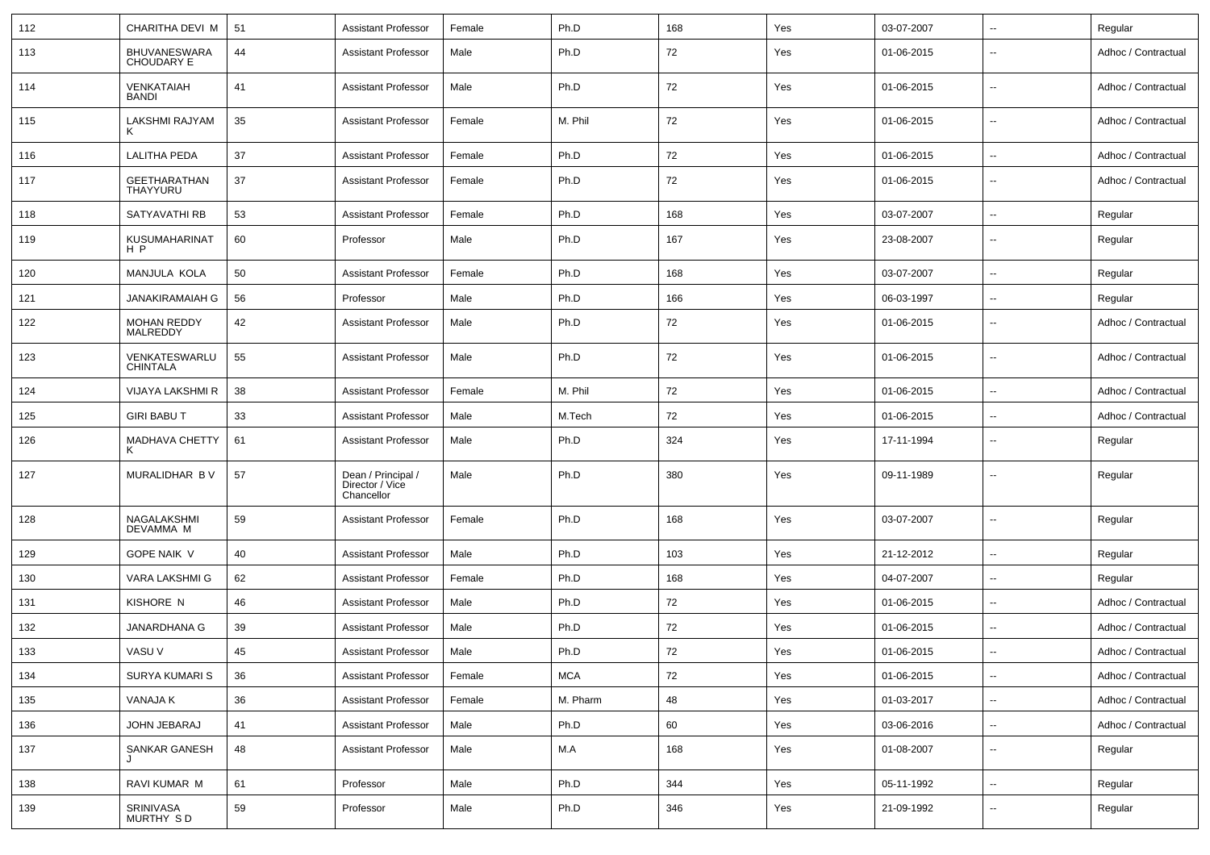| 112 | CHARITHA DEVI M | 51 | Assistant Professor | Female | Ph.D | 168 | Yes | 03-07-2007 | -- | Regular |
|---|---|---|---|---|---|---|---|---|---|---|
| 113 | BHUVANESWARA CHOUDARY E | 44 | Assistant Professor | Male | Ph.D | 72 | Yes | 01-06-2015 | -- | Adhoc / Contractual |
| 114 | VENKATAIAH BANDI | 41 | Assistant Professor | Male | Ph.D | 72 | Yes | 01-06-2015 | -- | Adhoc / Contractual |
| 115 | LAKSHMI RAJYAM K | 35 | Assistant Professor | Female | M. Phil | 72 | Yes | 01-06-2015 | -- | Adhoc / Contractual |
| 116 | LALITHA PEDA | 37 | Assistant Professor | Female | Ph.D | 72 | Yes | 01-06-2015 | -- | Adhoc / Contractual |
| 117 | GEETHARATHAN THAYYURU | 37 | Assistant Professor | Female | Ph.D | 72 | Yes | 01-06-2015 | -- | Adhoc / Contractual |
| 118 | SATYAVATHI RB | 53 | Assistant Professor | Female | Ph.D | 168 | Yes | 03-07-2007 | -- | Regular |
| 119 | KUSUMAHARINATH P | 60 | Professor | Male | Ph.D | 167 | Yes | 23-08-2007 | -- | Regular |
| 120 | MANJULA KOLA | 50 | Assistant Professor | Female | Ph.D | 168 | Yes | 03-07-2007 | -- | Regular |
| 121 | JANAKIRAMAIAH G | 56 | Professor | Male | Ph.D | 166 | Yes | 06-03-1997 | -- | Regular |
| 122 | MOHAN REDDY MALREDDY | 42 | Assistant Professor | Male | Ph.D | 72 | Yes | 01-06-2015 | -- | Adhoc / Contractual |
| 123 | VENKATESWARLU CHINTALA | 55 | Assistant Professor | Male | Ph.D | 72 | Yes | 01-06-2015 | -- | Adhoc / Contractual |
| 124 | VIJAYA LAKSHMI R | 38 | Assistant Professor | Female | M. Phil | 72 | Yes | 01-06-2015 | -- | Adhoc / Contractual |
| 125 | GIRI BABU T | 33 | Assistant Professor | Male | M.Tech | 72 | Yes | 01-06-2015 | -- | Adhoc / Contractual |
| 126 | MADHAVA CHETTY K | 61 | Assistant Professor | Male | Ph.D | 324 | Yes | 17-11-1994 | -- | Regular |
| 127 | MURALIDHAR B V | 57 | Dean / Principal / Director / Vice Chancellor | Male | Ph.D | 380 | Yes | 09-11-1989 | -- | Regular |
| 128 | NAGALAKSHMI DEVAMMA M | 59 | Assistant Professor | Female | Ph.D | 168 | Yes | 03-07-2007 | -- | Regular |
| 129 | GOPE NAIK V | 40 | Assistant Professor | Male | Ph.D | 103 | Yes | 21-12-2012 | -- | Regular |
| 130 | VARA LAKSHMI G | 62 | Assistant Professor | Female | Ph.D | 168 | Yes | 04-07-2007 | -- | Regular |
| 131 | KISHORE N | 46 | Assistant Professor | Male | Ph.D | 72 | Yes | 01-06-2015 | -- | Adhoc / Contractual |
| 132 | JANARDHANA G | 39 | Assistant Professor | Male | Ph.D | 72 | Yes | 01-06-2015 | -- | Adhoc / Contractual |
| 133 | VASU V | 45 | Assistant Professor | Male | Ph.D | 72 | Yes | 01-06-2015 | -- | Adhoc / Contractual |
| 134 | SURYA KUMARI S | 36 | Assistant Professor | Female | MCA | 72 | Yes | 01-06-2015 | -- | Adhoc / Contractual |
| 135 | VANAJA K | 36 | Assistant Professor | Female | M. Pharm | 48 | Yes | 01-03-2017 | -- | Adhoc / Contractual |
| 136 | JOHN JEBARAJ | 41 | Assistant Professor | Male | Ph.D | 60 | Yes | 03-06-2016 | -- | Adhoc / Contractual |
| 137 | SANKAR GANESH J | 48 | Assistant Professor | Male | M.A | 168 | Yes | 01-08-2007 | -- | Regular |
| 138 | RAVI KUMAR M | 61 | Professor | Male | Ph.D | 344 | Yes | 05-11-1992 | -- | Regular |
| 139 | SRINIVASA MURTHY S D | 59 | Professor | Male | Ph.D | 346 | Yes | 21-09-1992 | -- | Regular |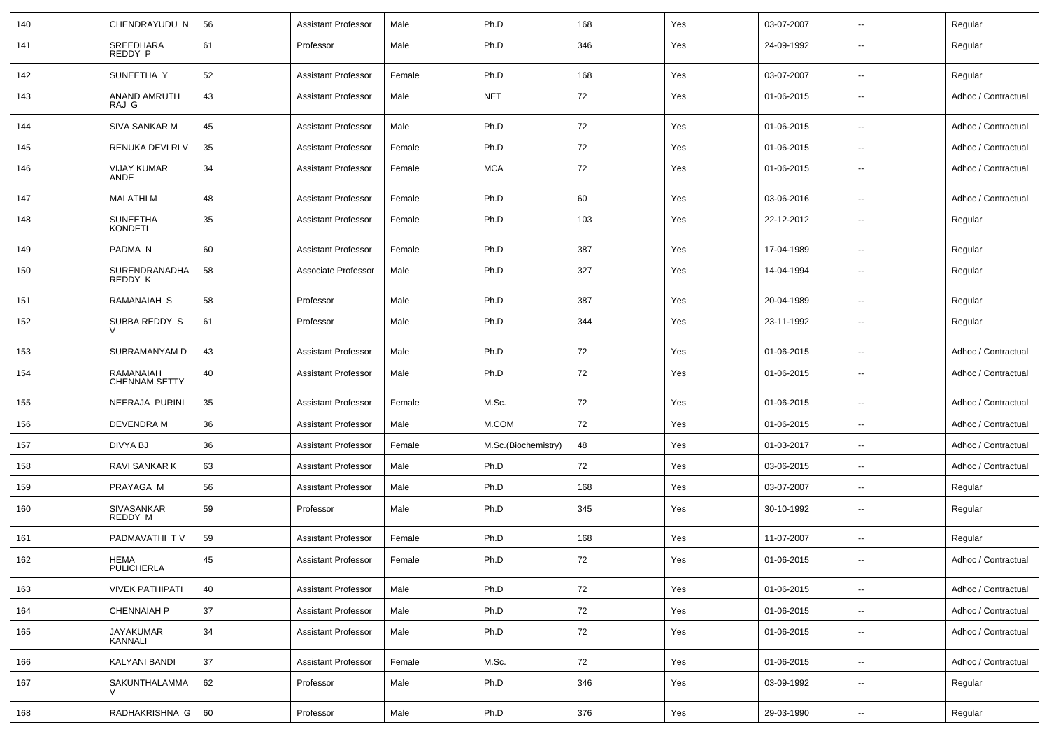| 140 | CHENDRAYUDU N | 56 | Assistant Professor | Male | Ph.D | 168 | Yes | 03-07-2007 | -- | Regular |
|---|---|---|---|---|---|---|---|---|---|---|
| 141 | SREEDHARA REDDY P | 61 | Professor | Male | Ph.D | 346 | Yes | 24-09-1992 | -- | Regular |
| 142 | SUNEETHA Y | 52 | Assistant Professor | Female | Ph.D | 168 | Yes | 03-07-2007 | -- | Regular |
| 143 | ANAND AMRUTH RAJ G | 43 | Assistant Professor | Male | NET | 72 | Yes | 01-06-2015 | -- | Adhoc / Contractual |
| 144 | SIVA SANKAR M | 45 | Assistant Professor | Male | Ph.D | 72 | Yes | 01-06-2015 | -- | Adhoc / Contractual |
| 145 | RENUKA DEVI RLV | 35 | Assistant Professor | Female | Ph.D | 72 | Yes | 01-06-2015 | -- | Adhoc / Contractual |
| 146 | VIJAY KUMAR ANDE | 34 | Assistant Professor | Female | MCA | 72 | Yes | 01-06-2015 | -- | Adhoc / Contractual |
| 147 | MALATHI M | 48 | Assistant Professor | Female | Ph.D | 60 | Yes | 03-06-2016 | -- | Adhoc / Contractual |
| 148 | SUNEETHA KONDETI | 35 | Assistant Professor | Female | Ph.D | 103 | Yes | 22-12-2012 | -- | Regular |
| 149 | PADMA N | 60 | Assistant Professor | Female | Ph.D | 387 | Yes | 17-04-1989 | -- | Regular |
| 150 | SURENDRANADHA REDDY K | 58 | Associate Professor | Male | Ph.D | 327 | Yes | 14-04-1994 | -- | Regular |
| 151 | RAMANAIAH S | 58 | Professor | Male | Ph.D | 387 | Yes | 20-04-1989 | -- | Regular |
| 152 | SUBBA REDDY S V | 61 | Professor | Male | Ph.D | 344 | Yes | 23-11-1992 | -- | Regular |
| 153 | SUBRAMANYAM D | 43 | Assistant Professor | Male | Ph.D | 72 | Yes | 01-06-2015 | -- | Adhoc / Contractual |
| 154 | RAMANAIAH CHENNAM SETTY | 40 | Assistant Professor | Male | Ph.D | 72 | Yes | 01-06-2015 | -- | Adhoc / Contractual |
| 155 | NEERAJA PURINI | 35 | Assistant Professor | Female | M.Sc. | 72 | Yes | 01-06-2015 | -- | Adhoc / Contractual |
| 156 | DEVENDRA M | 36 | Assistant Professor | Male | M.COM | 72 | Yes | 01-06-2015 | -- | Adhoc / Contractual |
| 157 | DIVYA BJ | 36 | Assistant Professor | Female | M.Sc.(Biochemistry) | 48 | Yes | 01-03-2017 | -- | Adhoc / Contractual |
| 158 | RAVI SANKAR K | 63 | Assistant Professor | Male | Ph.D | 72 | Yes | 03-06-2015 | -- | Adhoc / Contractual |
| 159 | PRAYAGA M | 56 | Assistant Professor | Male | Ph.D | 168 | Yes | 03-07-2007 | -- | Regular |
| 160 | SIVASANKAR REDDY M | 59 | Professor | Male | Ph.D | 345 | Yes | 30-10-1992 | -- | Regular |
| 161 | PADMAVATHI T V | 59 | Assistant Professor | Female | Ph.D | 168 | Yes | 11-07-2007 | -- | Regular |
| 162 | HEMA PULICHERLA | 45 | Assistant Professor | Female | Ph.D | 72 | Yes | 01-06-2015 | -- | Adhoc / Contractual |
| 163 | VIVEK PATHIPATI | 40 | Assistant Professor | Male | Ph.D | 72 | Yes | 01-06-2015 | -- | Adhoc / Contractual |
| 164 | CHENNAIAH P | 37 | Assistant Professor | Male | Ph.D | 72 | Yes | 01-06-2015 | -- | Adhoc / Contractual |
| 165 | JAYAKUMAR KANNALI | 34 | Assistant Professor | Male | Ph.D | 72 | Yes | 01-06-2015 | -- | Adhoc / Contractual |
| 166 | KALYANI BANDI | 37 | Assistant Professor | Female | M.Sc. | 72 | Yes | 01-06-2015 | -- | Adhoc / Contractual |
| 167 | SAKUNTHALAMMA V | 62 | Professor | Male | Ph.D | 346 | Yes | 03-09-1992 | -- | Regular |
| 168 | RADHAKRISHNA G | 60 | Professor | Male | Ph.D | 376 | Yes | 29-03-1990 | -- | Regular |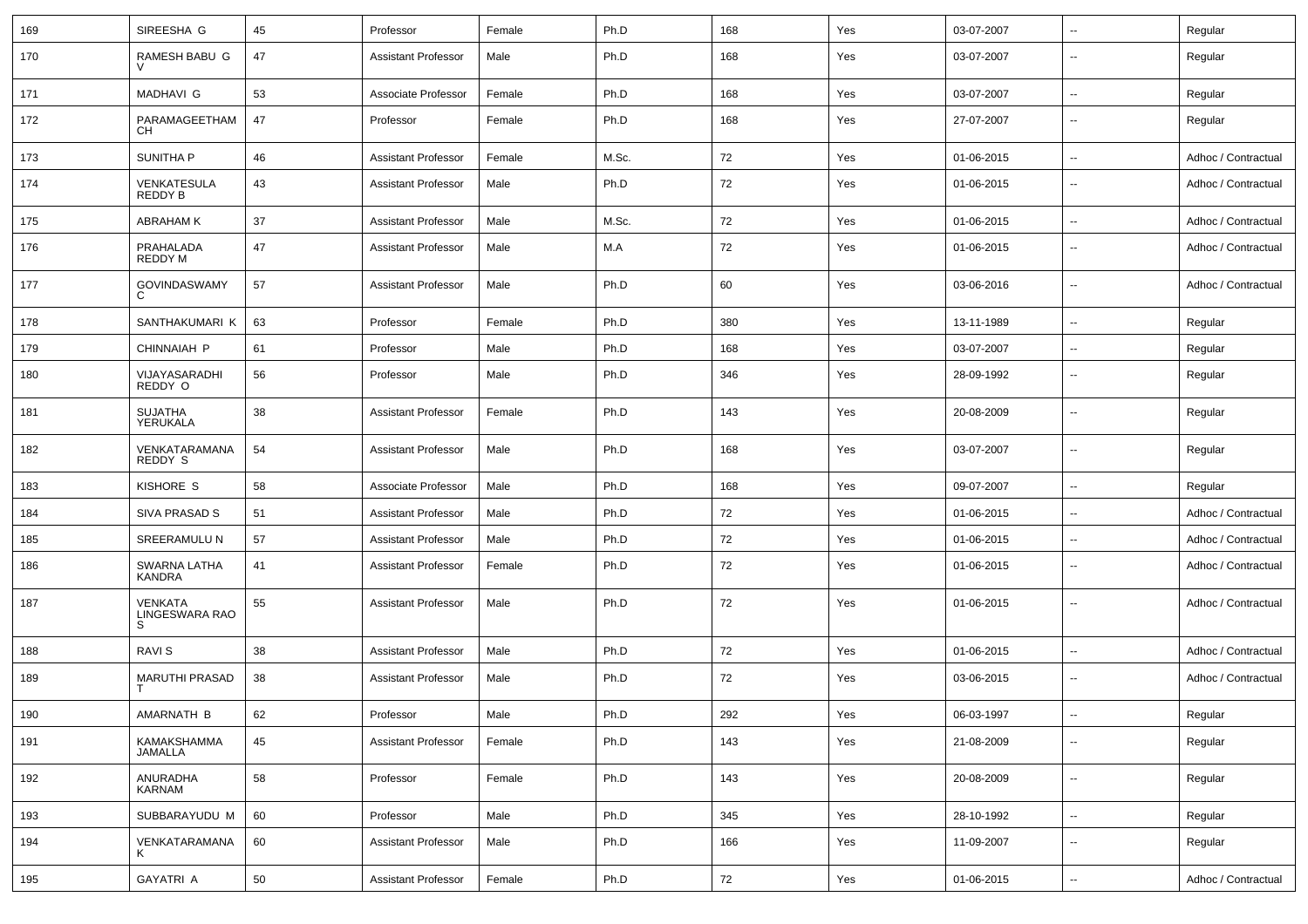| 169 | SIREESHA G | 45 | Professor | Female | Ph.D | 168 | Yes | 03-07-2007 | -- | Regular |
|---|---|---|---|---|---|---|---|---|---|---|
| 170 | RAMESH BABU G V | 47 | Assistant Professor | Male | Ph.D | 168 | Yes | 03-07-2007 | -- | Regular |
| 171 | MADHAVI G | 53 | Associate Professor | Female | Ph.D | 168 | Yes | 03-07-2007 | -- | Regular |
| 172 | PARAMAGEETHAM CH | 47 | Professor | Female | Ph.D | 168 | Yes | 27-07-2007 | -- | Regular |
| 173 | SUNITHA P | 46 | Assistant Professor | Female | M.Sc. | 72 | Yes | 01-06-2015 | -- | Adhoc / Contractual |
| 174 | VENKATESULA REDDY B | 43 | Assistant Professor | Male | Ph.D | 72 | Yes | 01-06-2015 | -- | Adhoc / Contractual |
| 175 | ABRAHAM K | 37 | Assistant Professor | Male | M.Sc. | 72 | Yes | 01-06-2015 | -- | Adhoc / Contractual |
| 176 | PRAHALADA REDDY M | 47 | Assistant Professor | Male | M.A | 72 | Yes | 01-06-2015 | -- | Adhoc / Contractual |
| 177 | GOVINDASWAMY C | 57 | Assistant Professor | Male | Ph.D | 60 | Yes | 03-06-2016 | -- | Adhoc / Contractual |
| 178 | SANTHAKUMARI K | 63 | Professor | Female | Ph.D | 380 | Yes | 13-11-1989 | -- | Regular |
| 179 | CHINNAIAH P | 61 | Professor | Male | Ph.D | 168 | Yes | 03-07-2007 | -- | Regular |
| 180 | VIJAYASARADHI REDDY O | 56 | Professor | Male | Ph.D | 346 | Yes | 28-09-1992 | -- | Regular |
| 181 | SUJATHA YERUKALA | 38 | Assistant Professor | Female | Ph.D | 143 | Yes | 20-08-2009 | -- | Regular |
| 182 | VENKATARAMANA REDDY S | 54 | Assistant Professor | Male | Ph.D | 168 | Yes | 03-07-2007 | -- | Regular |
| 183 | KISHORE S | 58 | Associate Professor | Male | Ph.D | 168 | Yes | 09-07-2007 | -- | Regular |
| 184 | SIVA PRASAD S | 51 | Assistant Professor | Male | Ph.D | 72 | Yes | 01-06-2015 | -- | Adhoc / Contractual |
| 185 | SREERAMULU N | 57 | Assistant Professor | Male | Ph.D | 72 | Yes | 01-06-2015 | -- | Adhoc / Contractual |
| 186 | SWARNA LATHA KANDRA | 41 | Assistant Professor | Female | Ph.D | 72 | Yes | 01-06-2015 | -- | Adhoc / Contractual |
| 187 | VENKATA LINGESWARA RAO S | 55 | Assistant Professor | Male | Ph.D | 72 | Yes | 01-06-2015 | -- | Adhoc / Contractual |
| 188 | RAVI S | 38 | Assistant Professor | Male | Ph.D | 72 | Yes | 01-06-2015 | -- | Adhoc / Contractual |
| 189 | MARUTHI PRASAD T | 38 | Assistant Professor | Male | Ph.D | 72 | Yes | 03-06-2015 | -- | Adhoc / Contractual |
| 190 | AMARNATH B | 62 | Professor | Male | Ph.D | 292 | Yes | 06-03-1997 | -- | Regular |
| 191 | KAMAKSHAMMA JAMALLA | 45 | Assistant Professor | Female | Ph.D | 143 | Yes | 21-08-2009 | -- | Regular |
| 192 | ANURADHA KARNAM | 58 | Professor | Female | Ph.D | 143 | Yes | 20-08-2009 | -- | Regular |
| 193 | SUBBARAYUDU M | 60 | Professor | Male | Ph.D | 345 | Yes | 28-10-1992 | -- | Regular |
| 194 | VENKATARAMANA K | 60 | Assistant Professor | Male | Ph.D | 166 | Yes | 11-09-2007 | -- | Regular |
| 195 | GAYATRI A | 50 | Assistant Professor | Female | Ph.D | 72 | Yes | 01-06-2015 | -- | Adhoc / Contractual |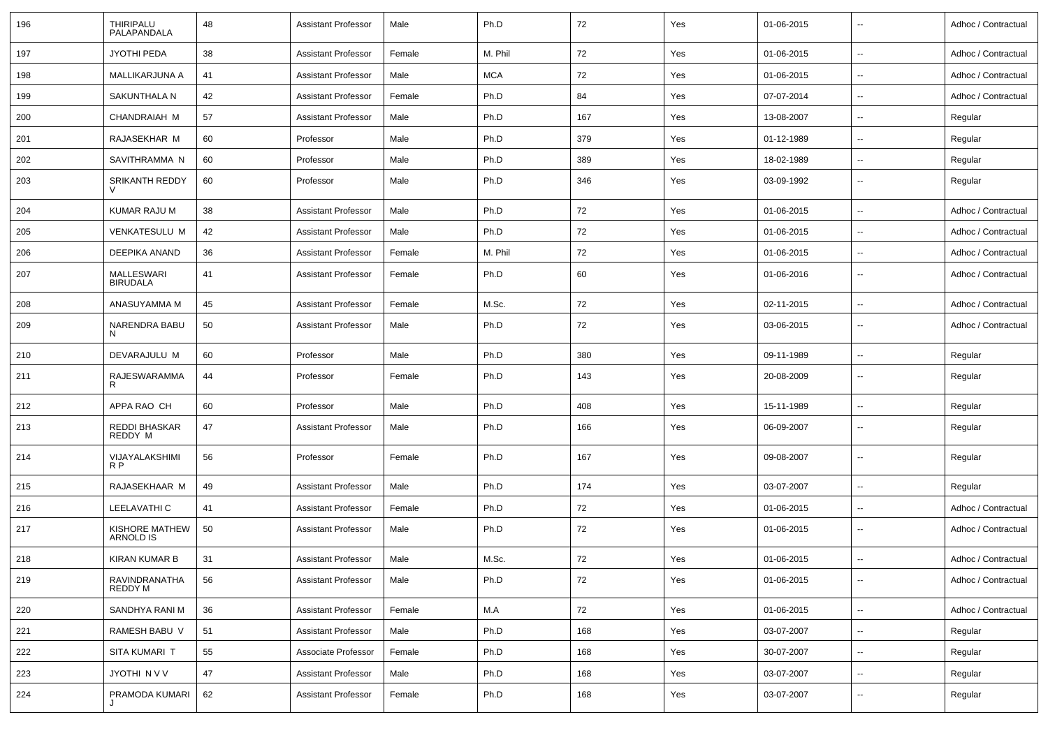| 196 | THIRIPALU PALAPANDALA | 48 | Assistant Professor | Male | Ph.D | 72 | Yes | 01-06-2015 | -- | Adhoc / Contractual |
|---|---|---|---|---|---|---|---|---|---|---|
| 197 | JYOTHI PEDA | 38 | Assistant Professor | Female | M. Phil | 72 | Yes | 01-06-2015 | -- | Adhoc / Contractual |
| 198 | MALLIKARJUNA A | 41 | Assistant Professor | Male | MCA | 72 | Yes | 01-06-2015 | -- | Adhoc / Contractual |
| 199 | SAKUNTHALA N | 42 | Assistant Professor | Female | Ph.D | 84 | Yes | 07-07-2014 | -- | Adhoc / Contractual |
| 200 | CHANDRAIAH M | 57 | Assistant Professor | Male | Ph.D | 167 | Yes | 13-08-2007 | -- | Regular |
| 201 | RAJASEKHAR M | 60 | Professor | Male | Ph.D | 379 | Yes | 01-12-1989 | -- | Regular |
| 202 | SAVITHRAMMA N | 60 | Professor | Male | Ph.D | 389 | Yes | 18-02-1989 | -- | Regular |
| 203 | SRIKANTH REDDY V | 60 | Professor | Male | Ph.D | 346 | Yes | 03-09-1992 | -- | Regular |
| 204 | KUMAR RAJU M | 38 | Assistant Professor | Male | Ph.D | 72 | Yes | 01-06-2015 | -- | Adhoc / Contractual |
| 205 | VENKATESULU M | 42 | Assistant Professor | Male | Ph.D | 72 | Yes | 01-06-2015 | -- | Adhoc / Contractual |
| 206 | DEEPIKA ANAND | 36 | Assistant Professor | Female | M. Phil | 72 | Yes | 01-06-2015 | -- | Adhoc / Contractual |
| 207 | MALLESWARI BIRUDALA | 41 | Assistant Professor | Female | Ph.D | 60 | Yes | 01-06-2016 | -- | Adhoc / Contractual |
| 208 | ANASUYAMMA M | 45 | Assistant Professor | Female | M.Sc. | 72 | Yes | 02-11-2015 | -- | Adhoc / Contractual |
| 209 | NARENDRA BABU N | 50 | Assistant Professor | Male | Ph.D | 72 | Yes | 03-06-2015 | -- | Adhoc / Contractual |
| 210 | DEVARAJULU M | 60 | Professor | Male | Ph.D | 380 | Yes | 09-11-1989 | -- | Regular |
| 211 | RAJESWARAMMA R | 44 | Professor | Female | Ph.D | 143 | Yes | 20-08-2009 | -- | Regular |
| 212 | APPA RAO CH | 60 | Professor | Male | Ph.D | 408 | Yes | 15-11-1989 | -- | Regular |
| 213 | REDDI BHASKAR REDDY M | 47 | Assistant Professor | Male | Ph.D | 166 | Yes | 06-09-2007 | -- | Regular |
| 214 | VIJAYALAKSHIMI R P | 56 | Professor | Female | Ph.D | 167 | Yes | 09-08-2007 | -- | Regular |
| 215 | RAJASEKHAAR M | 49 | Assistant Professor | Male | Ph.D | 174 | Yes | 03-07-2007 | -- | Regular |
| 216 | LEELAVATHI C | 41 | Assistant Professor | Female | Ph.D | 72 | Yes | 01-06-2015 | -- | Adhoc / Contractual |
| 217 | KISHORE MATHEW ARNOLD IS | 50 | Assistant Professor | Male | Ph.D | 72 | Yes | 01-06-2015 | -- | Adhoc / Contractual |
| 218 | KIRAN KUMAR B | 31 | Assistant Professor | Male | M.Sc. | 72 | Yes | 01-06-2015 | -- | Adhoc / Contractual |
| 219 | RAVINDRANATHA REDDY M | 56 | Assistant Professor | Male | Ph.D | 72 | Yes | 01-06-2015 | -- | Adhoc / Contractual |
| 220 | SANDHYA RANI M | 36 | Assistant Professor | Female | M.A | 72 | Yes | 01-06-2015 | -- | Adhoc / Contractual |
| 221 | RAMESH BABU V | 51 | Assistant Professor | Male | Ph.D | 168 | Yes | 03-07-2007 | -- | Regular |
| 222 | SITA KUMARI T | 55 | Associate Professor | Female | Ph.D | 168 | Yes | 30-07-2007 | -- | Regular |
| 223 | JYOTHI N V V | 47 | Assistant Professor | Male | Ph.D | 168 | Yes | 03-07-2007 | -- | Regular |
| 224 | PRAMODA KUMARI J | 62 | Assistant Professor | Female | Ph.D | 168 | Yes | 03-07-2007 | -- | Regular |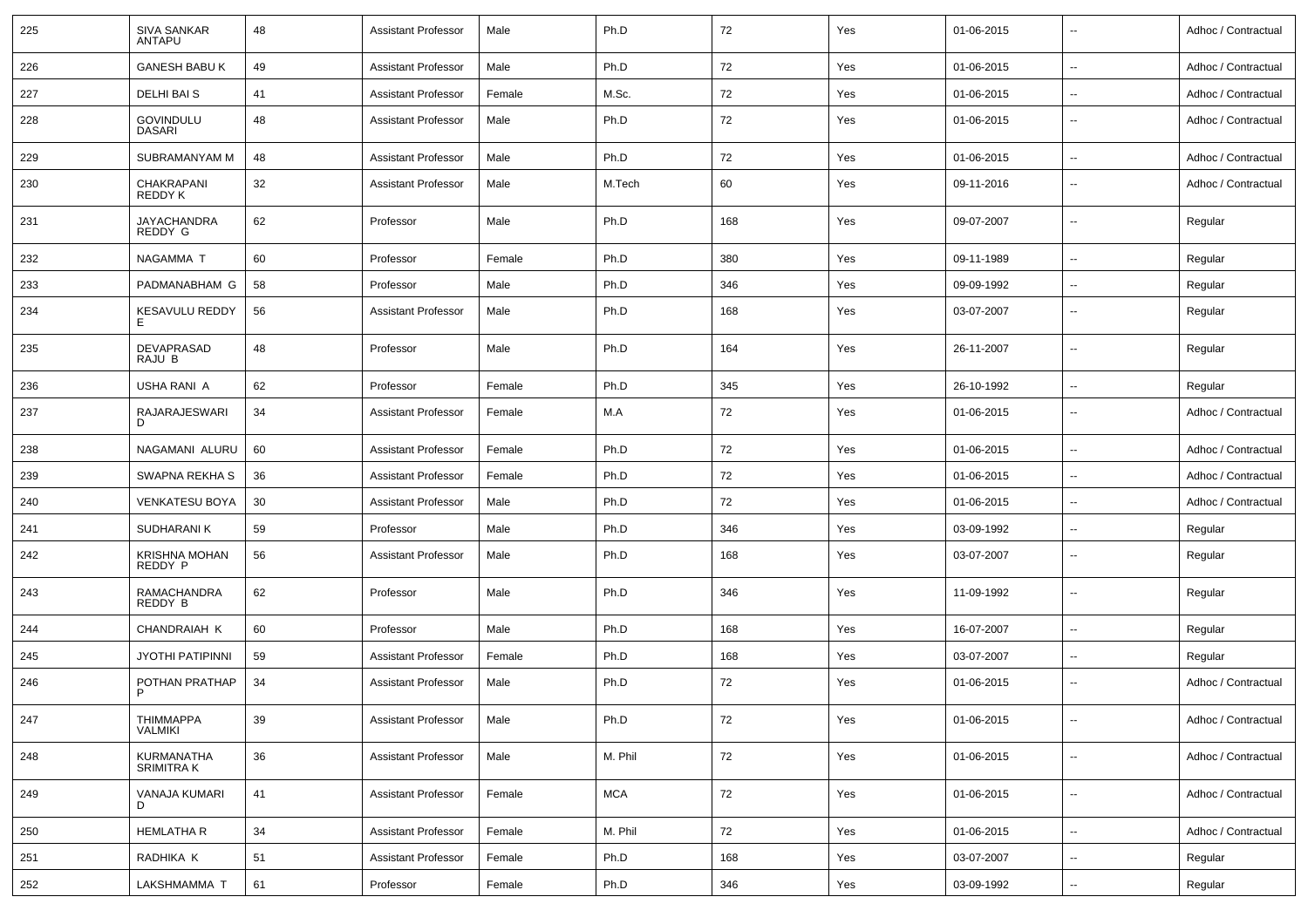| 225 | SIVA SANKAR ANTAPU | 48 | Assistant Professor | Male | Ph.D | 72 | Yes | 01-06-2015 | -- | Adhoc / Contractual |
|---|---|---|---|---|---|---|---|---|---|---|
| 226 | GANESH BABU K | 49 | Assistant Professor | Male | Ph.D | 72 | Yes | 01-06-2015 | -- | Adhoc / Contractual |
| 227 | DELHI BAI S | 41 | Assistant Professor | Female | M.Sc. | 72 | Yes | 01-06-2015 | -- | Adhoc / Contractual |
| 228 | GOVINDULU DASARI | 48 | Assistant Professor | Male | Ph.D | 72 | Yes | 01-06-2015 | -- | Adhoc / Contractual |
| 229 | SUBRAMANYAM M | 48 | Assistant Professor | Male | Ph.D | 72 | Yes | 01-06-2015 | -- | Adhoc / Contractual |
| 230 | CHAKRAPANI REDDY K | 32 | Assistant Professor | Male | M.Tech | 60 | Yes | 09-11-2016 | -- | Adhoc / Contractual |
| 231 | JAYACHANDRA REDDY G | 62 | Professor | Male | Ph.D | 168 | Yes | 09-07-2007 | -- | Regular |
| 232 | NAGAMMA T | 60 | Professor | Female | Ph.D | 380 | Yes | 09-11-1989 | -- | Regular |
| 233 | PADMANABHAM G | 58 | Professor | Male | Ph.D | 346 | Yes | 09-09-1992 | -- | Regular |
| 234 | KESAVULU REDDY E | 56 | Assistant Professor | Male | Ph.D | 168 | Yes | 03-07-2007 | -- | Regular |
| 235 | DEVAPRASAD RAJU B | 48 | Professor | Male | Ph.D | 164 | Yes | 26-11-2007 | -- | Regular |
| 236 | USHA RANI A | 62 | Professor | Female | Ph.D | 345 | Yes | 26-10-1992 | -- | Regular |
| 237 | RAJARAJESWARI D | 34 | Assistant Professor | Female | M.A | 72 | Yes | 01-06-2015 | -- | Adhoc / Contractual |
| 238 | NAGAMANI ALURU | 60 | Assistant Professor | Female | Ph.D | 72 | Yes | 01-06-2015 | -- | Adhoc / Contractual |
| 239 | SWAPNA REKHA S | 36 | Assistant Professor | Female | Ph.D | 72 | Yes | 01-06-2015 | -- | Adhoc / Contractual |
| 240 | VENKATESU BOYA | 30 | Assistant Professor | Male | Ph.D | 72 | Yes | 01-06-2015 | -- | Adhoc / Contractual |
| 241 | SUDHARANI K | 59 | Professor | Male | Ph.D | 346 | Yes | 03-09-1992 | -- | Regular |
| 242 | KRISHNA MOHAN REDDY P | 56 | Assistant Professor | Male | Ph.D | 168 | Yes | 03-07-2007 | -- | Regular |
| 243 | RAMACHANDRA REDDY B | 62 | Professor | Male | Ph.D | 346 | Yes | 11-09-1992 | -- | Regular |
| 244 | CHANDRAIAH K | 60 | Professor | Male | Ph.D | 168 | Yes | 16-07-2007 | -- | Regular |
| 245 | JYOTHI PATIPINNI | 59 | Assistant Professor | Female | Ph.D | 168 | Yes | 03-07-2007 | -- | Regular |
| 246 | POTHAN PRATHAP P | 34 | Assistant Professor | Male | Ph.D | 72 | Yes | 01-06-2015 | -- | Adhoc / Contractual |
| 247 | THIMMAPPA VALMIKI | 39 | Assistant Professor | Male | Ph.D | 72 | Yes | 01-06-2015 | -- | Adhoc / Contractual |
| 248 | KURMANATHA SRIMITRA K | 36 | Assistant Professor | Male | M. Phil | 72 | Yes | 01-06-2015 | -- | Adhoc / Contractual |
| 249 | VANAJA KUMARI D | 41 | Assistant Professor | Female | MCA | 72 | Yes | 01-06-2015 | -- | Adhoc / Contractual |
| 250 | HEMLATHA R | 34 | Assistant Professor | Female | M. Phil | 72 | Yes | 01-06-2015 | -- | Adhoc / Contractual |
| 251 | RADHIKA K | 51 | Assistant Professor | Female | Ph.D | 168 | Yes | 03-07-2007 | -- | Regular |
| 252 | LAKSHMAMMA T | 61 | Professor | Female | Ph.D | 346 | Yes | 03-09-1992 | -- | Regular |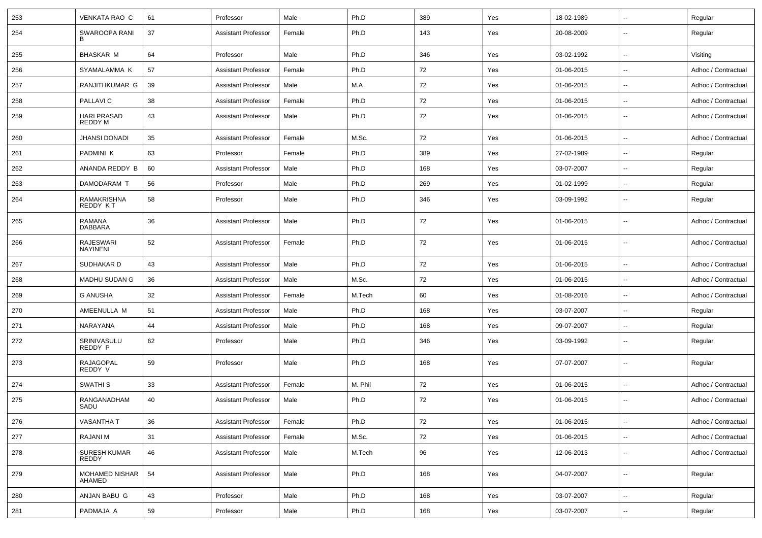| 253 | VENKATA RAO C | 61 | Professor | Male | Ph.D | 389 | Yes | 18-02-1989 | -- | Regular |
|---|---|---|---|---|---|---|---|---|---|---|
| 254 | SWAROOPA RANI B | 37 | Assistant Professor | Female | Ph.D | 143 | Yes | 20-08-2009 | -- | Regular |
| 255 | BHASKAR M | 64 | Professor | Male | Ph.D | 346 | Yes | 03-02-1992 | -- | Visiting |
| 256 | SYAMALAMMA K | 57 | Assistant Professor | Female | Ph.D | 72 | Yes | 01-06-2015 | -- | Adhoc / Contractual |
| 257 | RANJITHKUMAR G | 39 | Assistant Professor | Male | M.A | 72 | Yes | 01-06-2015 | -- | Adhoc / Contractual |
| 258 | PALLAVI C | 38 | Assistant Professor | Female | Ph.D | 72 | Yes | 01-06-2015 | -- | Adhoc / Contractual |
| 259 | HARI PRASAD REDDY M | 43 | Assistant Professor | Male | Ph.D | 72 | Yes | 01-06-2015 | -- | Adhoc / Contractual |
| 260 | JHANSI DONADI | 35 | Assistant Professor | Female | M.Sc. | 72 | Yes | 01-06-2015 | -- | Adhoc / Contractual |
| 261 | PADMINI K | 63 | Professor | Female | Ph.D | 389 | Yes | 27-02-1989 | -- | Regular |
| 262 | ANANDA REDDY B | 60 | Assistant Professor | Male | Ph.D | 168 | Yes | 03-07-2007 | -- | Regular |
| 263 | DAMODARAM T | 56 | Professor | Male | Ph.D | 269 | Yes | 01-02-1999 | -- | Regular |
| 264 | RAMAKRISHNA REDDY K T | 58 | Professor | Male | Ph.D | 346 | Yes | 03-09-1992 | -- | Regular |
| 265 | RAMANA DABBARA | 36 | Assistant Professor | Male | Ph.D | 72 | Yes | 01-06-2015 | -- | Adhoc / Contractual |
| 266 | RAJESWARI NAYINENI | 52 | Assistant Professor | Female | Ph.D | 72 | Yes | 01-06-2015 | -- | Adhoc / Contractual |
| 267 | SUDHAKAR D | 43 | Assistant Professor | Male | Ph.D | 72 | Yes | 01-06-2015 | -- | Adhoc / Contractual |
| 268 | MADHU SUDAN G | 36 | Assistant Professor | Male | M.Sc. | 72 | Yes | 01-06-2015 | -- | Adhoc / Contractual |
| 269 | G ANUSHA | 32 | Assistant Professor | Female | M.Tech | 60 | Yes | 01-08-2016 | -- | Adhoc / Contractual |
| 270 | AMEENULLA M | 51 | Assistant Professor | Male | Ph.D | 168 | Yes | 03-07-2007 | -- | Regular |
| 271 | NARAYANA | 44 | Assistant Professor | Male | Ph.D | 168 | Yes | 09-07-2007 | -- | Regular |
| 272 | SRINIVASULU REDDY P | 62 | Professor | Male | Ph.D | 346 | Yes | 03-09-1992 | -- | Regular |
| 273 | RAJAGOPAL REDDY V | 59 | Professor | Male | Ph.D | 168 | Yes | 07-07-2007 | -- | Regular |
| 274 | SWATHI S | 33 | Assistant Professor | Female | M. Phil | 72 | Yes | 01-06-2015 | -- | Adhoc / Contractual |
| 275 | RANGANADHAM SADU | 40 | Assistant Professor | Male | Ph.D | 72 | Yes | 01-06-2015 | -- | Adhoc / Contractual |
| 276 | VASANTHA T | 36 | Assistant Professor | Female | Ph.D | 72 | Yes | 01-06-2015 | -- | Adhoc / Contractual |
| 277 | RAJANI M | 31 | Assistant Professor | Female | M.Sc. | 72 | Yes | 01-06-2015 | -- | Adhoc / Contractual |
| 278 | SURESH KUMAR REDDY | 46 | Assistant Professor | Male | M.Tech | 96 | Yes | 12-06-2013 | -- | Adhoc / Contractual |
| 279 | MOHAMED NISHAR AHAMED | 54 | Assistant Professor | Male | Ph.D | 168 | Yes | 04-07-2007 | -- | Regular |
| 280 | ANJAN BABU G | 43 | Professor | Male | Ph.D | 168 | Yes | 03-07-2007 | -- | Regular |
| 281 | PADMAJA A | 59 | Professor | Male | Ph.D | 168 | Yes | 03-07-2007 | -- | Regular |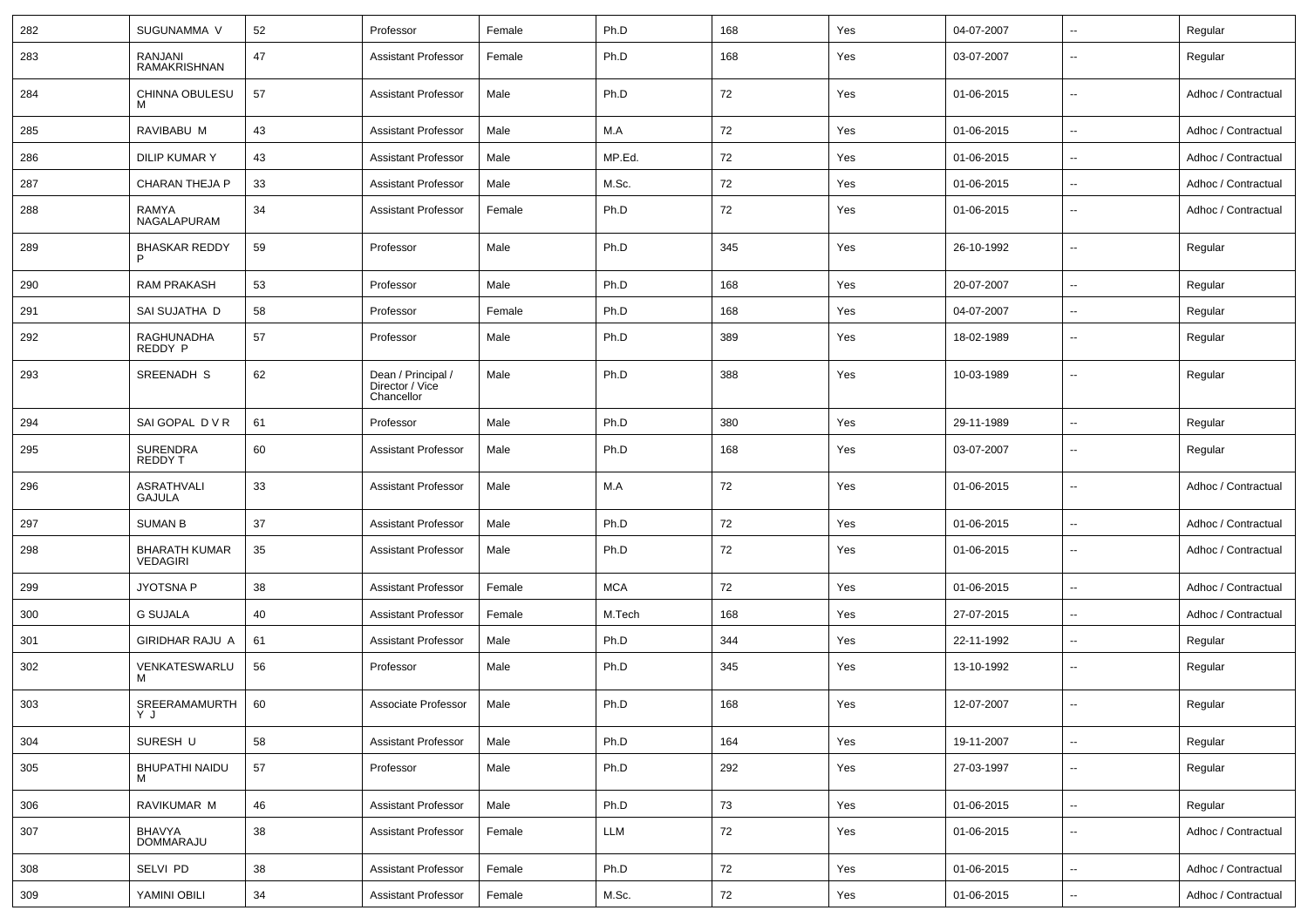| 282 | SUGUNAMMA V | 52 | Professor | Female | Ph.D | 168 | Yes | 04-07-2007 | -- | Regular |
|---|---|---|---|---|---|---|---|---|---|---|
| 283 | RANJANI RAMAKRISHNAN | 47 | Assistant Professor | Female | Ph.D | 168 | Yes | 03-07-2007 | -- | Regular |
| 284 | CHINNA OBULESU M | 57 | Assistant Professor | Male | Ph.D | 72 | Yes | 01-06-2015 | -- | Adhoc / Contractual |
| 285 | RAVIBABU M | 43 | Assistant Professor | Male | M.A | 72 | Yes | 01-06-2015 | -- | Adhoc / Contractual |
| 286 | DILIP KUMAR Y | 43 | Assistant Professor | Male | MP.Ed. | 72 | Yes | 01-06-2015 | -- | Adhoc / Contractual |
| 287 | CHARAN THEJA P | 33 | Assistant Professor | Male | M.Sc. | 72 | Yes | 01-06-2015 | -- | Adhoc / Contractual |
| 288 | RAMYA NAGALAPURAM | 34 | Assistant Professor | Female | Ph.D | 72 | Yes | 01-06-2015 | -- | Adhoc / Contractual |
| 289 | BHASKAR REDDY P | 59 | Professor | Male | Ph.D | 345 | Yes | 26-10-1992 | -- | Regular |
| 290 | RAM PRAKASH | 53 | Professor | Male | Ph.D | 168 | Yes | 20-07-2007 | -- | Regular |
| 291 | SAI SUJATHA D | 58 | Professor | Female | Ph.D | 168 | Yes | 04-07-2007 | -- | Regular |
| 292 | RAGHUNADHA REDDY P | 57 | Professor | Male | Ph.D | 389 | Yes | 18-02-1989 | -- | Regular |
| 293 | SREENADH S | 62 | Dean / Principal / Director / Vice Chancellor | Male | Ph.D | 388 | Yes | 10-03-1989 | -- | Regular |
| 294 | SAI GOPAL D V R | 61 | Professor | Male | Ph.D | 380 | Yes | 29-11-1989 | -- | Regular |
| 295 | SURENDRA REDDY T | 60 | Assistant Professor | Male | Ph.D | 168 | Yes | 03-07-2007 | -- | Regular |
| 296 | ASRATHVALI GAJULA | 33 | Assistant Professor | Male | M.A | 72 | Yes | 01-06-2015 | -- | Adhoc / Contractual |
| 297 | SUMAN B | 37 | Assistant Professor | Male | Ph.D | 72 | Yes | 01-06-2015 | -- | Adhoc / Contractual |
| 298 | BHARATH KUMAR VEDAGIRI | 35 | Assistant Professor | Male | Ph.D | 72 | Yes | 01-06-2015 | -- | Adhoc / Contractual |
| 299 | JYOTSNA P | 38 | Assistant Professor | Female | MCA | 72 | Yes | 01-06-2015 | -- | Adhoc / Contractual |
| 300 | G SUJALA | 40 | Assistant Professor | Female | M.Tech | 168 | Yes | 27-07-2015 | -- | Adhoc / Contractual |
| 301 | GIRIDHAR RAJU A | 61 | Assistant Professor | Male | Ph.D | 344 | Yes | 22-11-1992 | -- | Regular |
| 302 | VENKATESWARLU M | 56 | Professor | Male | Ph.D | 345 | Yes | 13-10-1992 | -- | Regular |
| 303 | SREERAMAMURTHY J | 60 | Associate Professor | Male | Ph.D | 168 | Yes | 12-07-2007 | -- | Regular |
| 304 | SURESH U | 58 | Assistant Professor | Male | Ph.D | 164 | Yes | 19-11-2007 | -- | Regular |
| 305 | BHUPATHI NAIDU M | 57 | Professor | Male | Ph.D | 292 | Yes | 27-03-1997 | -- | Regular |
| 306 | RAVIKUMAR M | 46 | Assistant Professor | Male | Ph.D | 73 | Yes | 01-06-2015 | -- | Regular |
| 307 | BHAVYA DOMMARAJU | 38 | Assistant Professor | Female | LLM | 72 | Yes | 01-06-2015 | -- | Adhoc / Contractual |
| 308 | SELVI PD | 38 | Assistant Professor | Female | Ph.D | 72 | Yes | 01-06-2015 | -- | Adhoc / Contractual |
| 309 | YAMINI OBILI | 34 | Assistant Professor | Female | M.Sc. | 72 | Yes | 01-06-2015 | -- | Adhoc / Contractual |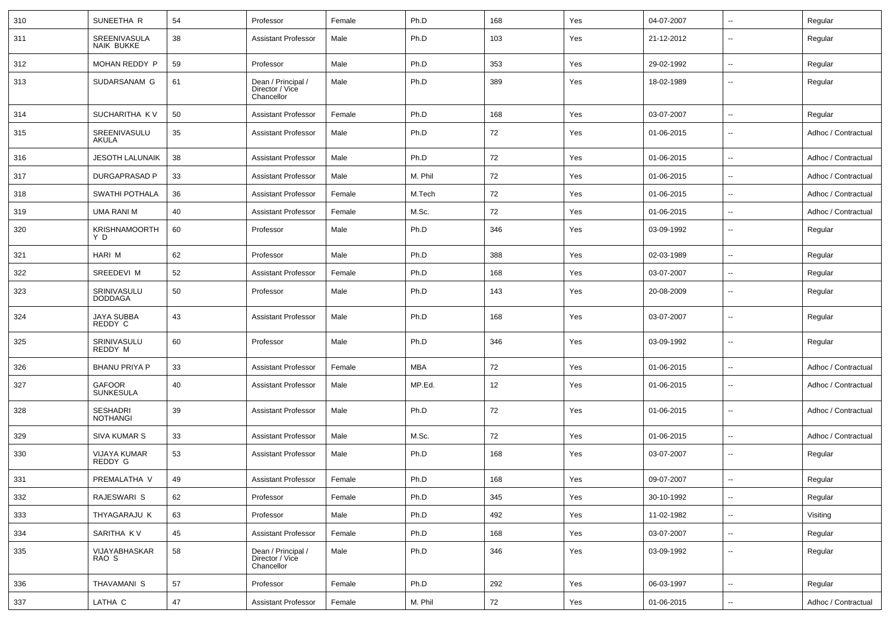| 310 | SUNEETHA R | 54 | Professor | Female | Ph.D | 168 | Yes | 04-07-2007 | -- | Regular |
|---|---|---|---|---|---|---|---|---|---|---|
| 311 | SREENIVASULA NAIK BUKKE | 38 | Assistant Professor | Male | Ph.D | 103 | Yes | 21-12-2012 | -- | Regular |
| 312 | MOHAN REDDY P | 59 | Professor | Male | Ph.D | 353 | Yes | 29-02-1992 | -- | Regular |
| 313 | SUDARSANAM G | 61 | Dean / Principal / Director / Vice Chancellor | Male | Ph.D | 389 | Yes | 18-02-1989 | -- | Regular |
| 314 | SUCHARITHA K V | 50 | Assistant Professor | Female | Ph.D | 168 | Yes | 03-07-2007 | -- | Regular |
| 315 | SREENIVASULU AKULA | 35 | Assistant Professor | Male | Ph.D | 72 | Yes | 01-06-2015 | -- | Adhoc / Contractual |
| 316 | JESOTH LALUNAIK | 38 | Assistant Professor | Male | Ph.D | 72 | Yes | 01-06-2015 | -- | Adhoc / Contractual |
| 317 | DURGAPRASAD P | 33 | Assistant Professor | Male | M. Phil | 72 | Yes | 01-06-2015 | -- | Adhoc / Contractual |
| 318 | SWATHI POTHALA | 36 | Assistant Professor | Female | M.Tech | 72 | Yes | 01-06-2015 | -- | Adhoc / Contractual |
| 319 | UMA RANI M | 40 | Assistant Professor | Female | M.Sc. | 72 | Yes | 01-06-2015 | -- | Adhoc / Contractual |
| 320 | KRISHNAMOORTHY D | 60 | Professor | Male | Ph.D | 346 | Yes | 03-09-1992 | -- | Regular |
| 321 | HARI M | 62 | Professor | Male | Ph.D | 388 | Yes | 02-03-1989 | -- | Regular |
| 322 | SREEDEVI M | 52 | Assistant Professor | Female | Ph.D | 168 | Yes | 03-07-2007 | -- | Regular |
| 323 | SRINIVASULU DODDAGA | 50 | Professor | Male | Ph.D | 143 | Yes | 20-08-2009 | -- | Regular |
| 324 | JAYA SUBBA REDDY C | 43 | Assistant Professor | Male | Ph.D | 168 | Yes | 03-07-2007 | -- | Regular |
| 325 | SRINIVASULU REDDY M | 60 | Professor | Male | Ph.D | 346 | Yes | 03-09-1992 | -- | Regular |
| 326 | BHANU PRIYA P | 33 | Assistant Professor | Female | MBA | 72 | Yes | 01-06-2015 | -- | Adhoc / Contractual |
| 327 | GAFOOR SUNKESULA | 40 | Assistant Professor | Male | MP.Ed. | 12 | Yes | 01-06-2015 | -- | Adhoc / Contractual |
| 328 | SESHADRI NOTHANGI | 39 | Assistant Professor | Male | Ph.D | 72 | Yes | 01-06-2015 | -- | Adhoc / Contractual |
| 329 | SIVA KUMAR S | 33 | Assistant Professor | Male | M.Sc. | 72 | Yes | 01-06-2015 | -- | Adhoc / Contractual |
| 330 | VIJAYA KUMAR REDDY G | 53 | Assistant Professor | Male | Ph.D | 168 | Yes | 03-07-2007 | -- | Regular |
| 331 | PREMALATHA V | 49 | Assistant Professor | Female | Ph.D | 168 | Yes | 09-07-2007 | -- | Regular |
| 332 | RAJESWARI S | 62 | Professor | Female | Ph.D | 345 | Yes | 30-10-1992 | -- | Regular |
| 333 | THYAGARAJU K | 63 | Professor | Male | Ph.D | 492 | Yes | 11-02-1982 | -- | Visiting |
| 334 | SARITHA K V | 45 | Assistant Professor | Female | Ph.D | 168 | Yes | 03-07-2007 | -- | Regular |
| 335 | VIJAYABHASKAR RAO S | 58 | Dean / Principal / Director / Vice Chancellor | Male | Ph.D | 346 | Yes | 03-09-1992 | -- | Regular |
| 336 | THAVAMANI S | 57 | Professor | Female | Ph.D | 292 | Yes | 06-03-1997 | -- | Regular |
| 337 | LATHA C | 47 | Assistant Professor | Female | M. Phil | 72 | Yes | 01-06-2015 | -- | Adhoc / Contractual |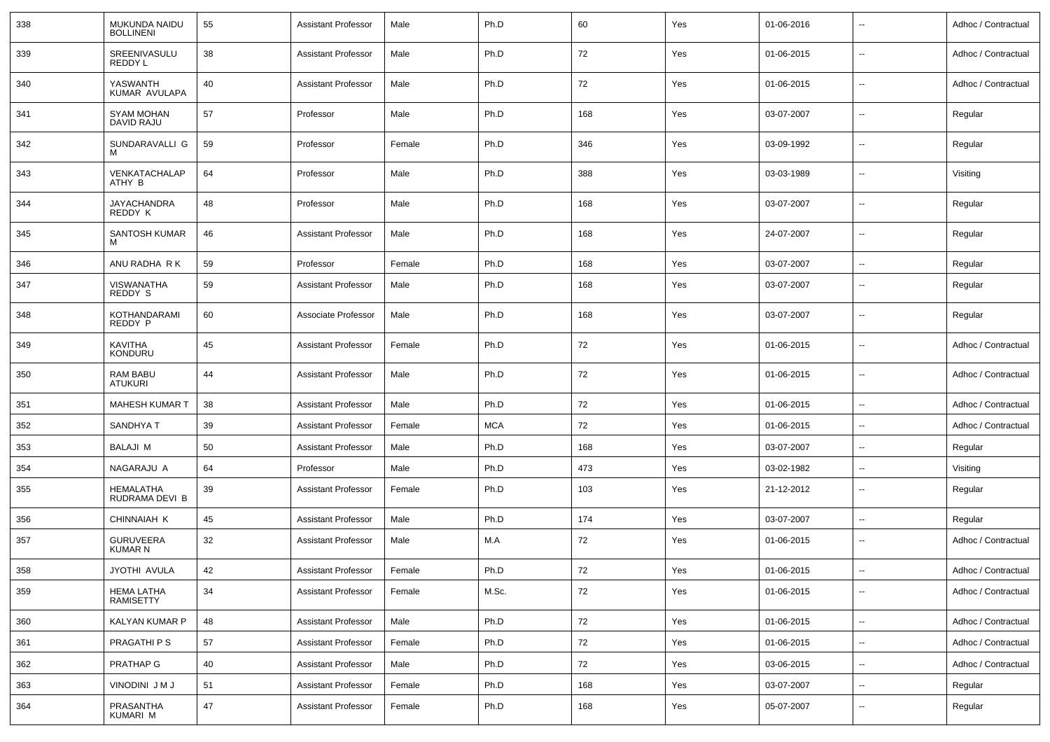| 338 | MUKUNDA NAIDU BOLLINENI | 55 | Assistant Professor | Male | Ph.D | 60 | Yes | 01-06-2016 | -- | Adhoc / Contractual |
|---|---|---|---|---|---|---|---|---|---|---|
| 339 | SREENIVASULU REDDY L | 38 | Assistant Professor | Male | Ph.D | 72 | Yes | 01-06-2015 | -- | Adhoc / Contractual |
| 340 | YASWANTH KUMAR AVULAPA | 40 | Assistant Professor | Male | Ph.D | 72 | Yes | 01-06-2015 | -- | Adhoc / Contractual |
| 341 | SYAM MOHAN DAVID RAJU | 57 | Professor | Male | Ph.D | 168 | Yes | 03-07-2007 | -- | Regular |
| 342 | SUNDARAVALLI G M | 59 | Professor | Female | Ph.D | 346 | Yes | 03-09-1992 | -- | Regular |
| 343 | VENKATACHALAPATHY B | 64 | Professor | Male | Ph.D | 388 | Yes | 03-03-1989 | -- | Visiting |
| 344 | JAYACHANDRA REDDY K | 48 | Professor | Male | Ph.D | 168 | Yes | 03-07-2007 | -- | Regular |
| 345 | SANTOSH KUMAR M | 46 | Assistant Professor | Male | Ph.D | 168 | Yes | 24-07-2007 | -- | Regular |
| 346 | ANU RADHA R K | 59 | Professor | Female | Ph.D | 168 | Yes | 03-07-2007 | -- | Regular |
| 347 | VISWANATHA REDDY S | 59 | Assistant Professor | Male | Ph.D | 168 | Yes | 03-07-2007 | -- | Regular |
| 348 | KOTHANDARAMI REDDY P | 60 | Associate Professor | Male | Ph.D | 168 | Yes | 03-07-2007 | -- | Regular |
| 349 | KAVITHA KONDURU | 45 | Assistant Professor | Female | Ph.D | 72 | Yes | 01-06-2015 | -- | Adhoc / Contractual |
| 350 | RAM BABU ATUKURI | 44 | Assistant Professor | Male | Ph.D | 72 | Yes | 01-06-2015 | -- | Adhoc / Contractual |
| 351 | MAHESH KUMAR T | 38 | Assistant Professor | Male | Ph.D | 72 | Yes | 01-06-2015 | -- | Adhoc / Contractual |
| 352 | SANDHYA T | 39 | Assistant Professor | Female | MCA | 72 | Yes | 01-06-2015 | -- | Adhoc / Contractual |
| 353 | BALAJI M | 50 | Assistant Professor | Male | Ph.D | 168 | Yes | 03-07-2007 | -- | Regular |
| 354 | NAGARAJU A | 64 | Professor | Male | Ph.D | 473 | Yes | 03-02-1982 | -- | Visiting |
| 355 | HEMALATHA RUDRAMA DEVI B | 39 | Assistant Professor | Female | Ph.D | 103 | Yes | 21-12-2012 | -- | Regular |
| 356 | CHINNAIAH K | 45 | Assistant Professor | Male | Ph.D | 174 | Yes | 03-07-2007 | -- | Regular |
| 357 | GURUVEERA KUMAR N | 32 | Assistant Professor | Male | M.A | 72 | Yes | 01-06-2015 | -- | Adhoc / Contractual |
| 358 | JYOTHI AVULA | 42 | Assistant Professor | Female | Ph.D | 72 | Yes | 01-06-2015 | -- | Adhoc / Contractual |
| 359 | HEMA LATHA RAMISETTY | 34 | Assistant Professor | Female | M.Sc. | 72 | Yes | 01-06-2015 | -- | Adhoc / Contractual |
| 360 | KALYAN KUMAR P | 48 | Assistant Professor | Male | Ph.D | 72 | Yes | 01-06-2015 | -- | Adhoc / Contractual |
| 361 | PRAGATHI P S | 57 | Assistant Professor | Female | Ph.D | 72 | Yes | 01-06-2015 | -- | Adhoc / Contractual |
| 362 | PRATHAP G | 40 | Assistant Professor | Male | Ph.D | 72 | Yes | 03-06-2015 | -- | Adhoc / Contractual |
| 363 | VINODINI J M J | 51 | Assistant Professor | Female | Ph.D | 168 | Yes | 03-07-2007 | -- | Regular |
| 364 | PRASANTHA KUMARI M | 47 | Assistant Professor | Female | Ph.D | 168 | Yes | 05-07-2007 | -- | Regular |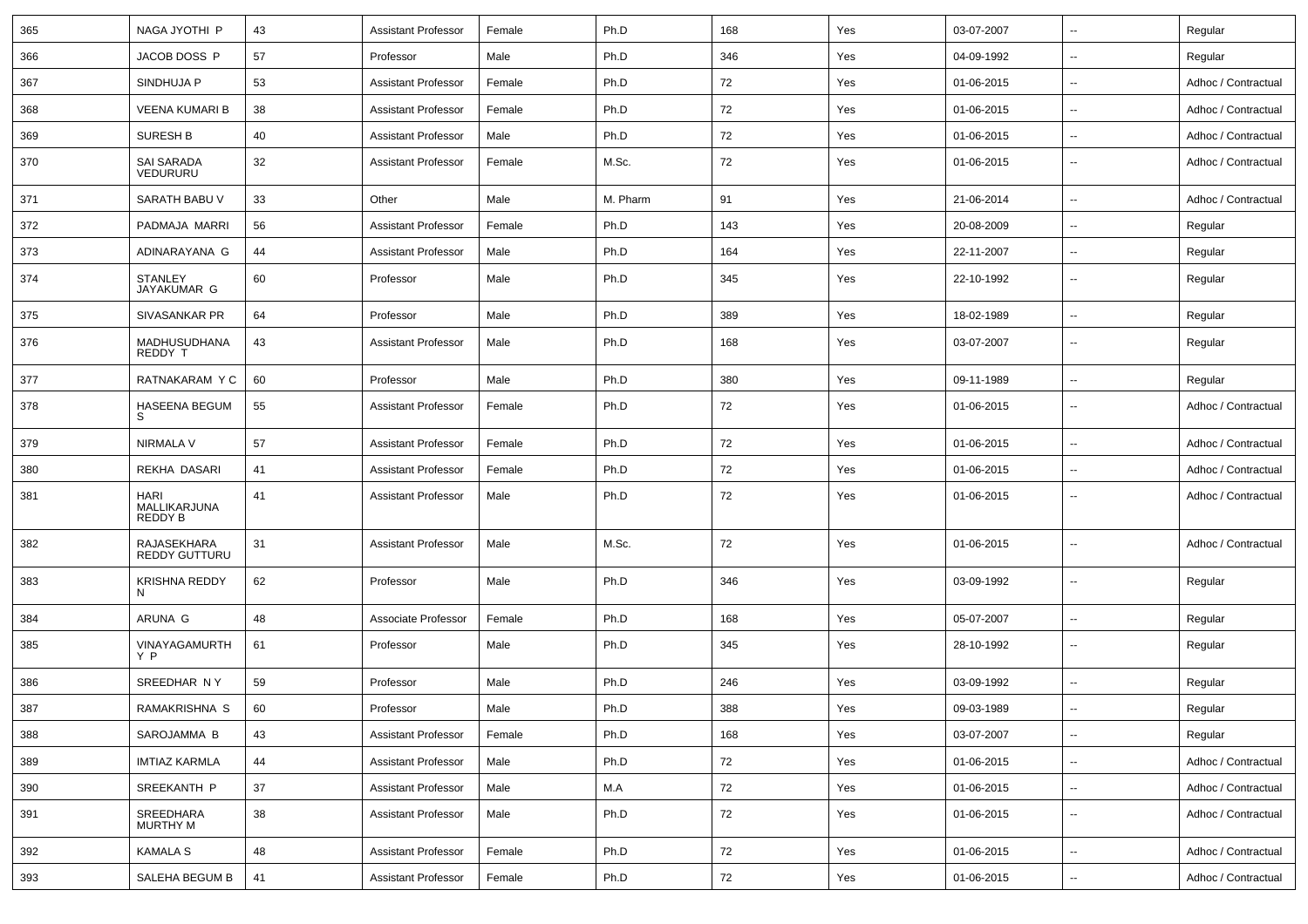| 365 | NAGA JYOTHI P | 43 | Assistant Professor | Female | Ph.D | 168 | Yes | 03-07-2007 | -- | Regular |
|---|---|---|---|---|---|---|---|---|---|---|
| 366 | JACOB DOSS P | 57 | Professor | Male | Ph.D | 346 | Yes | 04-09-1992 | -- | Regular |
| 367 | SINDHUJA P | 53 | Assistant Professor | Female | Ph.D | 72 | Yes | 01-06-2015 | -- | Adhoc / Contractual |
| 368 | VEENA KUMARI B | 38 | Assistant Professor | Female | Ph.D | 72 | Yes | 01-06-2015 | -- | Adhoc / Contractual |
| 369 | SURESH B | 40 | Assistant Professor | Male | Ph.D | 72 | Yes | 01-06-2015 | -- | Adhoc / Contractual |
| 370 | SAI SARADA VEDURURU | 32 | Assistant Professor | Female | M.Sc. | 72 | Yes | 01-06-2015 | -- | Adhoc / Contractual |
| 371 | SARATH BABU V | 33 | Other | Male | M. Pharm | 91 | Yes | 21-06-2014 | -- | Adhoc / Contractual |
| 372 | PADMAJA MARRI | 56 | Assistant Professor | Female | Ph.D | 143 | Yes | 20-08-2009 | -- | Regular |
| 373 | ADINARAYANA G | 44 | Assistant Professor | Male | Ph.D | 164 | Yes | 22-11-2007 | -- | Regular |
| 374 | STANLEY JAYAKUMAR G | 60 | Professor | Male | Ph.D | 345 | Yes | 22-10-1992 | -- | Regular |
| 375 | SIVASANKAR PR | 64 | Professor | Male | Ph.D | 389 | Yes | 18-02-1989 | -- | Regular |
| 376 | MADHUSUDHANA REDDY T | 43 | Assistant Professor | Male | Ph.D | 168 | Yes | 03-07-2007 | -- | Regular |
| 377 | RATNAKARAM Y C | 60 | Professor | Male | Ph.D | 380 | Yes | 09-11-1989 | -- | Regular |
| 378 | HASEENA BEGUM S | 55 | Assistant Professor | Female | Ph.D | 72 | Yes | 01-06-2015 | -- | Adhoc / Contractual |
| 379 | NIRMALA V | 57 | Assistant Professor | Female | Ph.D | 72 | Yes | 01-06-2015 | -- | Adhoc / Contractual |
| 380 | REKHA DASARI | 41 | Assistant Professor | Female | Ph.D | 72 | Yes | 01-06-2015 | -- | Adhoc / Contractual |
| 381 | HARI MALLIKARJUNA REDDY B | 41 | Assistant Professor | Male | Ph.D | 72 | Yes | 01-06-2015 | -- | Adhoc / Contractual |
| 382 | RAJASEKHARA REDDY GUTTURU | 31 | Assistant Professor | Male | M.Sc. | 72 | Yes | 01-06-2015 | -- | Adhoc / Contractual |
| 383 | KRISHNA REDDY N | 62 | Professor | Male | Ph.D | 346 | Yes | 03-09-1992 | -- | Regular |
| 384 | ARUNA G | 48 | Associate Professor | Female | Ph.D | 168 | Yes | 05-07-2007 | -- | Regular |
| 385 | VINAYAGAMURTHY P | 61 | Professor | Male | Ph.D | 345 | Yes | 28-10-1992 | -- | Regular |
| 386 | SREEDHAR N Y | 59 | Professor | Male | Ph.D | 246 | Yes | 03-09-1992 | -- | Regular |
| 387 | RAMAKRISHNA S | 60 | Professor | Male | Ph.D | 388 | Yes | 09-03-1989 | -- | Regular |
| 388 | SAROJAMMA B | 43 | Assistant Professor | Female | Ph.D | 168 | Yes | 03-07-2007 | -- | Regular |
| 389 | IMTIAZ KARMLA | 44 | Assistant Professor | Male | Ph.D | 72 | Yes | 01-06-2015 | -- | Adhoc / Contractual |
| 390 | SREEKANTH P | 37 | Assistant Professor | Male | M.A | 72 | Yes | 01-06-2015 | -- | Adhoc / Contractual |
| 391 | SREEDHARA MURTHY M | 38 | Assistant Professor | Male | Ph.D | 72 | Yes | 01-06-2015 | -- | Adhoc / Contractual |
| 392 | KAMALA S | 48 | Assistant Professor | Female | Ph.D | 72 | Yes | 01-06-2015 | -- | Adhoc / Contractual |
| 393 | SALEHA BEGUM B | 41 | Assistant Professor | Female | Ph.D | 72 | Yes | 01-06-2015 | -- | Adhoc / Contractual |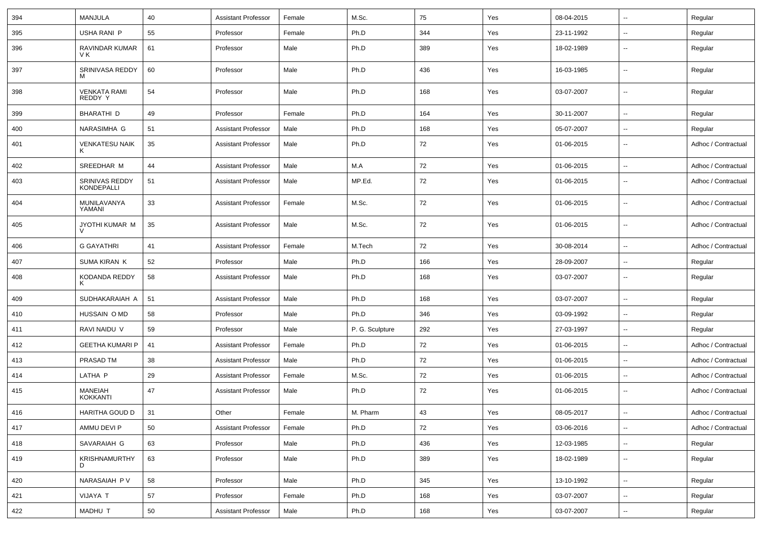| 394 | MANJULA | 40 | Assistant Professor | Female | M.Sc. | 75 | Yes | 08-04-2015 | -- | Regular |
|---|---|---|---|---|---|---|---|---|---|---|
| 395 | USHA RANI P | 55 | Professor | Female | Ph.D | 344 | Yes | 23-11-1992 | -- | Regular |
| 396 | RAVINDAR KUMAR V K | 61 | Professor | Male | Ph.D | 389 | Yes | 18-02-1989 | -- | Regular |
| 397 | SRINIVASA REDDY M | 60 | Professor | Male | Ph.D | 436 | Yes | 16-03-1985 | -- | Regular |
| 398 | VENKATA RAMI REDDY Y | 54 | Professor | Male | Ph.D | 168 | Yes | 03-07-2007 | -- | Regular |
| 399 | BHARATHI D | 49 | Professor | Female | Ph.D | 164 | Yes | 30-11-2007 | -- | Regular |
| 400 | NARASIMHA G | 51 | Assistant Professor | Male | Ph.D | 168 | Yes | 05-07-2007 | -- | Regular |
| 401 | VENKATESU NAIK K | 35 | Assistant Professor | Male | Ph.D | 72 | Yes | 01-06-2015 | -- | Adhoc / Contractual |
| 402 | SREEDHAR M | 44 | Assistant Professor | Male | M.A | 72 | Yes | 01-06-2015 | -- | Adhoc / Contractual |
| 403 | SRINIVAS REDDY KONDEPALLI | 51 | Assistant Professor | Male | MP.Ed. | 72 | Yes | 01-06-2015 | -- | Adhoc / Contractual |
| 404 | MUNILAVANYA YAMANI | 33 | Assistant Professor | Female | M.Sc. | 72 | Yes | 01-06-2015 | -- | Adhoc / Contractual |
| 405 | JYOTHI KUMAR M V | 35 | Assistant Professor | Male | M.Sc. | 72 | Yes | 01-06-2015 | -- | Adhoc / Contractual |
| 406 | G GAYATHRI | 41 | Assistant Professor | Female | M.Tech | 72 | Yes | 30-08-2014 | -- | Adhoc / Contractual |
| 407 | SUMA KIRAN K | 52 | Professor | Male | Ph.D | 166 | Yes | 28-09-2007 | -- | Regular |
| 408 | KODANDA REDDY K | 58 | Assistant Professor | Male | Ph.D | 168 | Yes | 03-07-2007 | -- | Regular |
| 409 | SUDHAKARAIAH A | 51 | Assistant Professor | Male | Ph.D | 168 | Yes | 03-07-2007 | -- | Regular |
| 410 | HUSSAIN O MD | 58 | Professor | Male | Ph.D | 346 | Yes | 03-09-1992 | -- | Regular |
| 411 | RAVI NAIDU V | 59 | Professor | Male | P. G. Sculpture | 292 | Yes | 27-03-1997 | -- | Regular |
| 412 | GEETHA KUMARI P | 41 | Assistant Professor | Female | Ph.D | 72 | Yes | 01-06-2015 | -- | Adhoc / Contractual |
| 413 | PRASAD TM | 38 | Assistant Professor | Male | Ph.D | 72 | Yes | 01-06-2015 | -- | Adhoc / Contractual |
| 414 | LATHA P | 29 | Assistant Professor | Female | M.Sc. | 72 | Yes | 01-06-2015 | -- | Adhoc / Contractual |
| 415 | MANEIAH KOKKANTI | 47 | Assistant Professor | Male | Ph.D | 72 | Yes | 01-06-2015 | -- | Adhoc / Contractual |
| 416 | HARITHA GOUD D | 31 | Other | Female | M. Pharm | 43 | Yes | 08-05-2017 | -- | Adhoc / Contractual |
| 417 | AMMU DEVI P | 50 | Assistant Professor | Female | Ph.D | 72 | Yes | 03-06-2016 | -- | Adhoc / Contractual |
| 418 | SAVARAIAH G | 63 | Professor | Male | Ph.D | 436 | Yes | 12-03-1985 | -- | Regular |
| 419 | KRISHNAMURTHY D | 63 | Professor | Male | Ph.D | 389 | Yes | 18-02-1989 | -- | Regular |
| 420 | NARASAIAH P V | 58 | Professor | Male | Ph.D | 345 | Yes | 13-10-1992 | -- | Regular |
| 421 | VIJAYA T | 57 | Professor | Female | Ph.D | 168 | Yes | 03-07-2007 | -- | Regular |
| 422 | MADHU T | 50 | Assistant Professor | Male | Ph.D | 168 | Yes | 03-07-2007 | -- | Regular |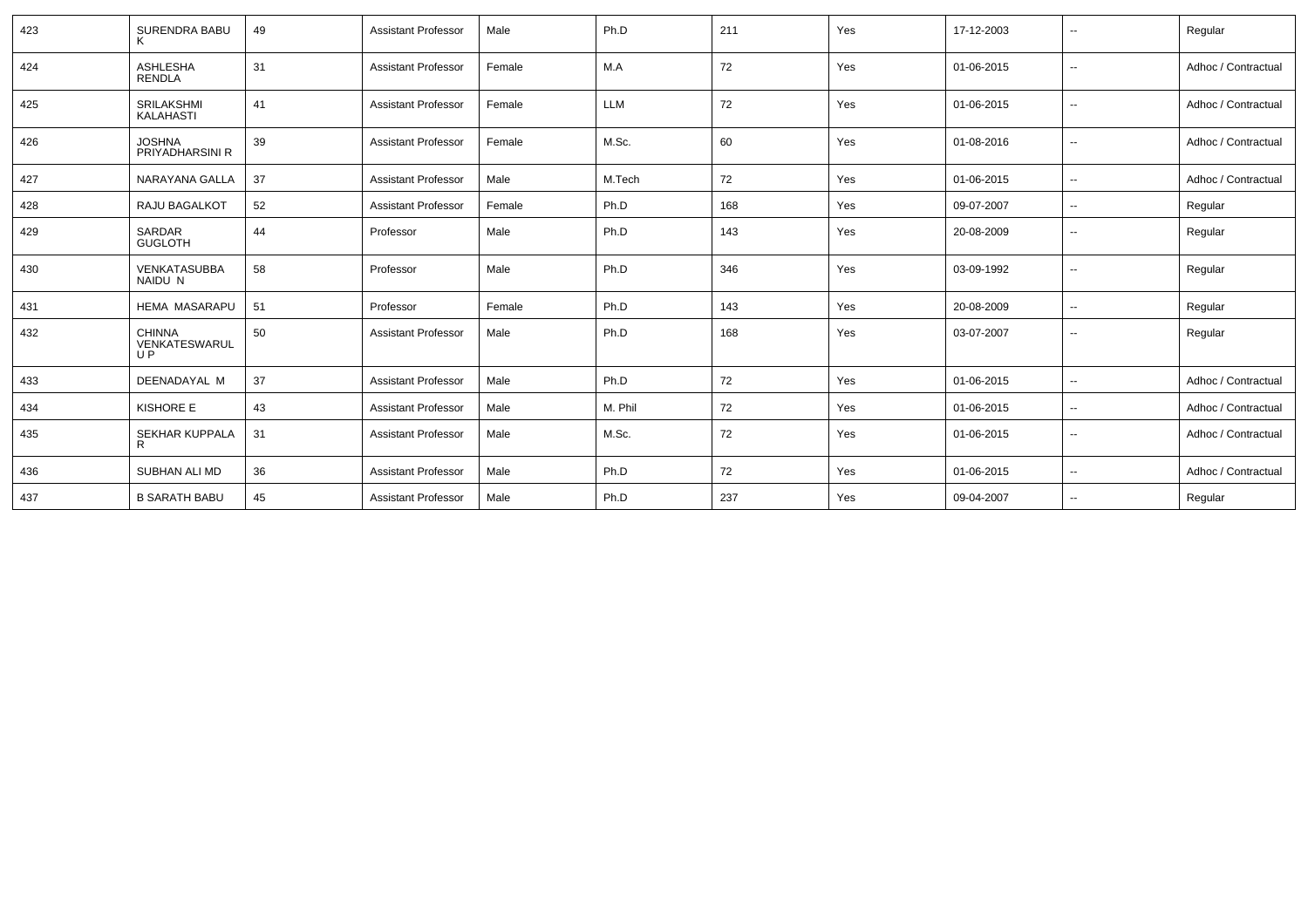| | | | | | | | | | | |
|---|---|---|---|---|---|---|---|---|---|---|
| 423 | SURENDRA BABU K | 49 | Assistant Professor | Male | Ph.D | 211 | Yes | 17-12-2003 | -- | Regular |
| 424 | ASHLESHA RENDLA | 31 | Assistant Professor | Female | M.A | 72 | Yes | 01-06-2015 | -- | Adhoc / Contractual |
| 425 | SRILAKSHMI KALAHASTI | 41 | Assistant Professor | Female | LLM | 72 | Yes | 01-06-2015 | -- | Adhoc / Contractual |
| 426 | JOSHNA PRIYADHARSINI R | 39 | Assistant Professor | Female | M.Sc. | 60 | Yes | 01-08-2016 | -- | Adhoc / Contractual |
| 427 | NARAYANA GALLA | 37 | Assistant Professor | Male | M.Tech | 72 | Yes | 01-06-2015 | -- | Adhoc / Contractual |
| 428 | RAJU BAGALKOT | 52 | Assistant Professor | Female | Ph.D | 168 | Yes | 09-07-2007 | -- | Regular |
| 429 | SARDAR GUGLOTH | 44 | Professor | Male | Ph.D | 143 | Yes | 20-08-2009 | -- | Regular |
| 430 | VENKATASUBBA NAIDU N | 58 | Professor | Male | Ph.D | 346 | Yes | 03-09-1992 | -- | Regular |
| 431 | HEMA MASARAPU | 51 | Professor | Female | Ph.D | 143 | Yes | 20-08-2009 | -- | Regular |
| 432 | CHINNA VENKATESWARULU P | 50 | Assistant Professor | Male | Ph.D | 168 | Yes | 03-07-2007 | -- | Regular |
| 433 | DEENADAYAL M | 37 | Assistant Professor | Male | Ph.D | 72 | Yes | 01-06-2015 | -- | Adhoc / Contractual |
| 434 | KISHORE E | 43 | Assistant Professor | Male | M. Phil | 72 | Yes | 01-06-2015 | -- | Adhoc / Contractual |
| 435 | SEKHAR KUPPALA R | 31 | Assistant Professor | Male | M.Sc. | 72 | Yes | 01-06-2015 | -- | Adhoc / Contractual |
| 436 | SUBHAN ALI MD | 36 | Assistant Professor | Male | Ph.D | 72 | Yes | 01-06-2015 | -- | Adhoc / Contractual |
| 437 | B SARATH BABU | 45 | Assistant Professor | Male | Ph.D | 237 | Yes | 09-04-2007 | -- | Regular |